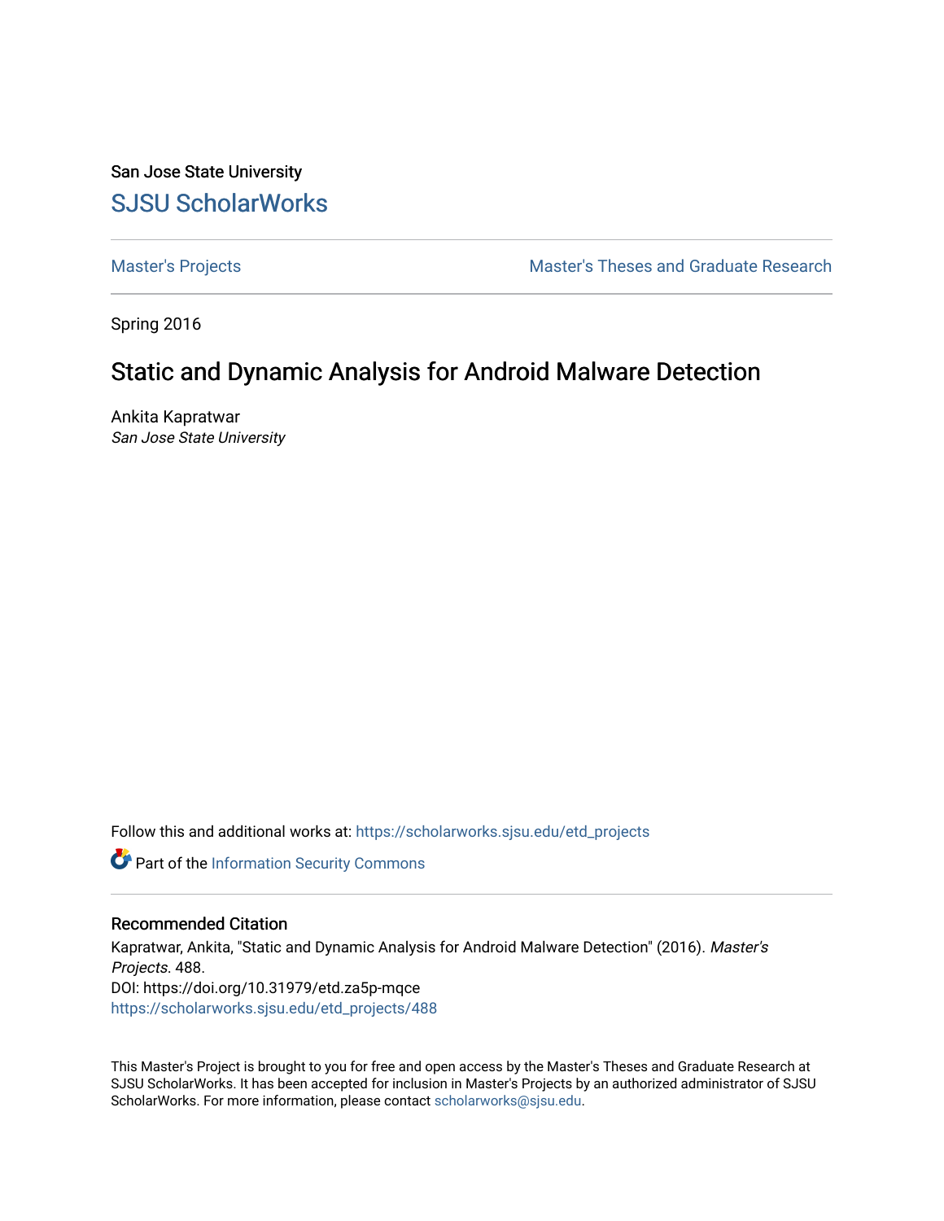San Jose State University

# SJSU ScholarWorks

Master's Projects | Master's Theses and Graduate Research

Spring 2016

## Static and Dynamic Analysis for Android Malware Detection

Ankita Kapratwar
*San Jose State University*

Follow this and additional works at: https://scholarworks.sjsu.edu/etd_projects

Part of the Information Security Commons

### Recommended Citation

Kapratwar, Ankita, "Static and Dynamic Analysis for Android Malware Detection" (2016). *Master's Projects*. 488.
DOI: https://doi.org/10.31979/etd.za5p-mqce
https://scholarworks.sjsu.edu/etd_projects/488

This Master's Project is brought to you for free and open access by the Master's Theses and Graduate Research at SJSU ScholarWorks. It has been accepted for inclusion in Master's Projects by an authorized administrator of SJSU ScholarWorks. For more information, please contact scholarworks@sjsu.edu.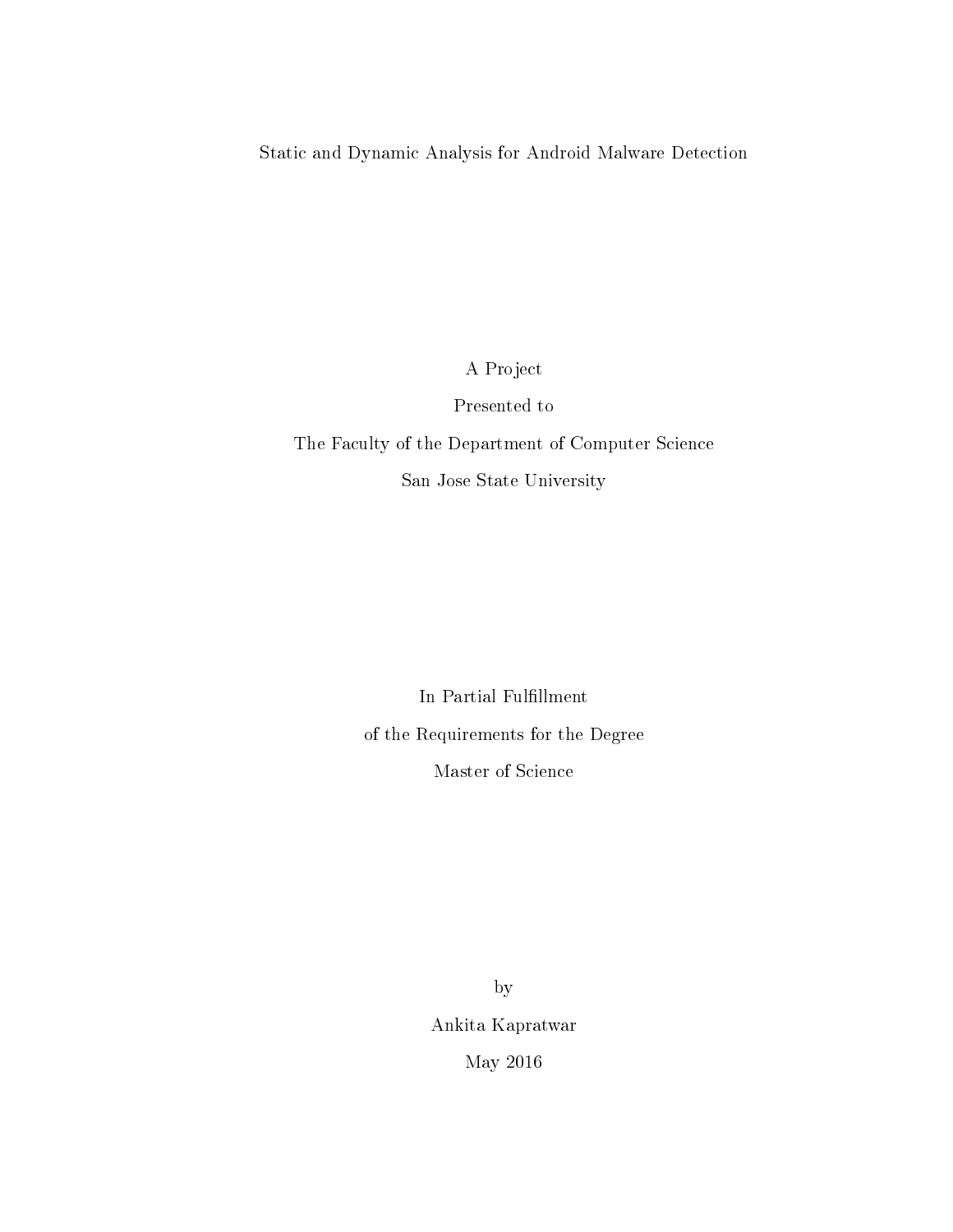Static and Dynamic Analysis for Android Malware Detection

A Project

Presented to

The Faculty of the Department of Computer Science

San Jose State University

In Partial Fulfillment

of the Requirements for the Degree

Master of Science

by

Ankita Kapratwar

May 2016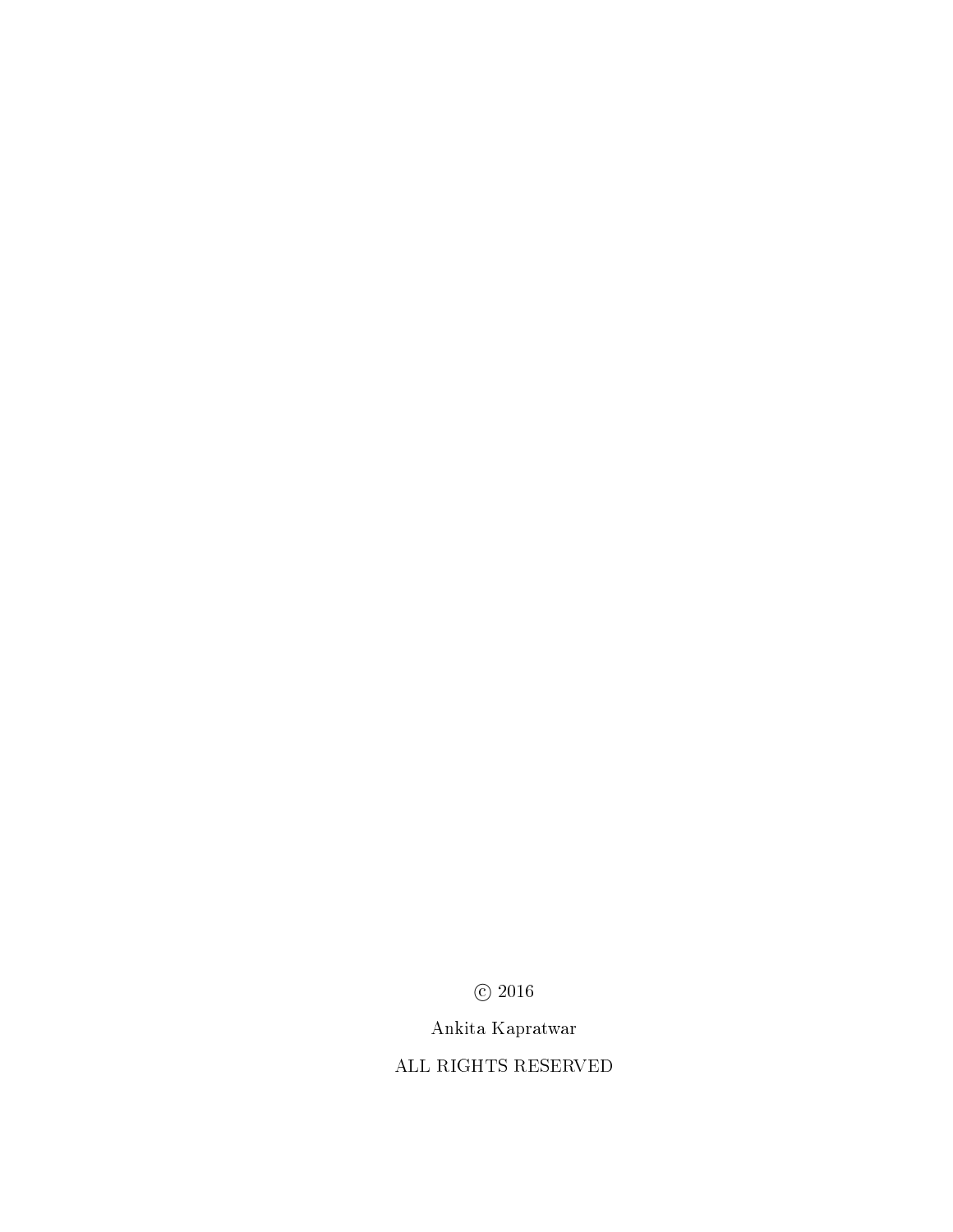© 2016

Ankita Kapratwar

ALL RIGHTS RESERVED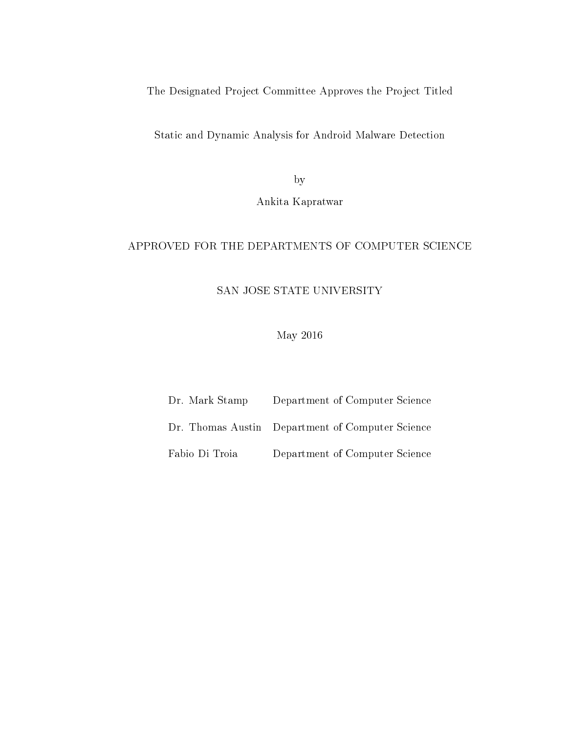The Designated Project Committee Approves the Project Titled

Static and Dynamic Analysis for Android Malware Detection

by

Ankita Kapratwar

APPROVED FOR THE DEPARTMENTS OF COMPUTER SCIENCE

SAN JOSE STATE UNIVERSITY

May 2016

| | |
|---|---|
| Dr. Mark Stamp | Department of Computer Science |
| Dr. Thomas Austin | Department of Computer Science |
| Fabio Di Troia | Department of Computer Science |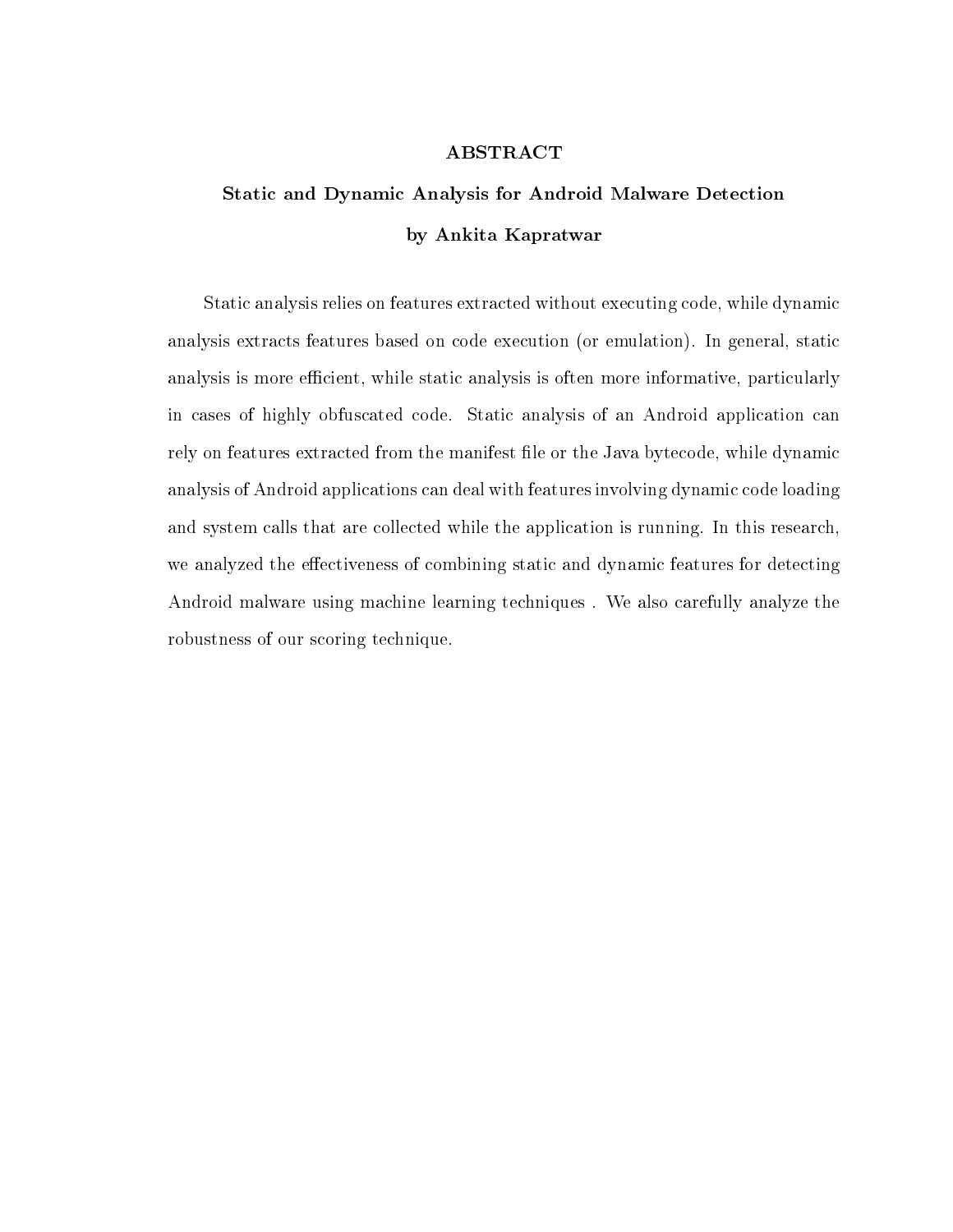# ABSTRACT

## Static and Dynamic Analysis for Android Malware Detection

### by Ankita Kapratwar

Static analysis relies on features extracted without executing code, while dynamic analysis extracts features based on code execution (or emulation). In general, static analysis is more efficient, while static analysis is often more informative, particularly in cases of highly obfuscated code. Static analysis of an Android application can rely on features extracted from the manifest file or the Java bytecode, while dynamic analysis of Android applications can deal with features involving dynamic code loading and system calls that are collected while the application is running. In this research, we analyzed the effectiveness of combining static and dynamic features for detecting Android malware using machine learning techniques . We also carefully analyze the robustness of our scoring technique.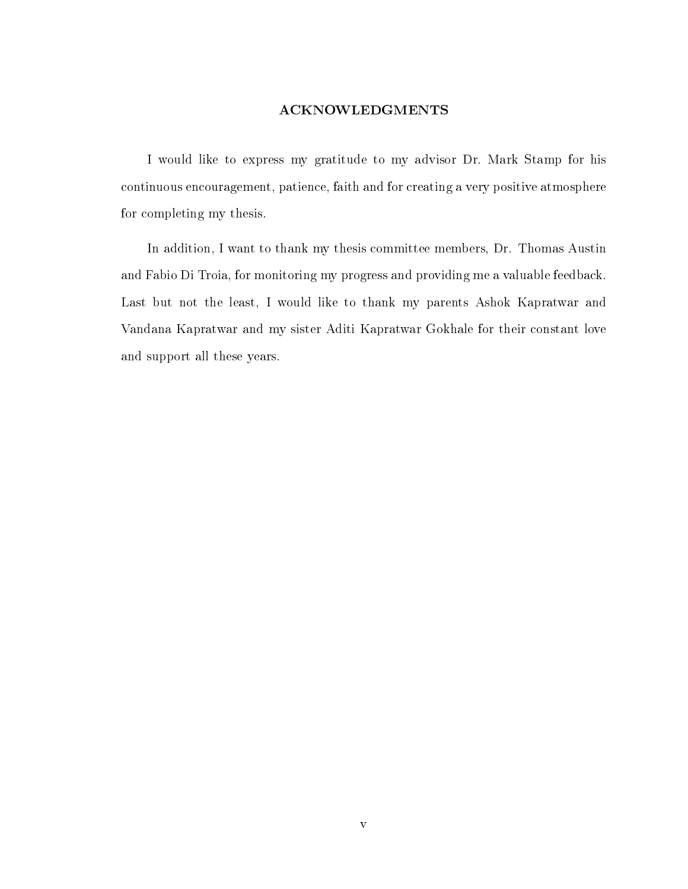# ACKNOWLEDGMENTS

I would like to express my gratitude to my advisor Dr. Mark Stamp for his continuous encouragement, patience, faith and for creating a very positive atmosphere for completing my thesis.

In addition, I want to thank my thesis committee members, Dr. Thomas Austin and Fabio Di Troia, for monitoring my progress and providing me a valuable feedback. Last but not the least, I would like to thank my parents Ashok Kapratwar and Vandana Kapratwar and my sister Aditi Kapratwar Gokhale for their constant love and support all these years.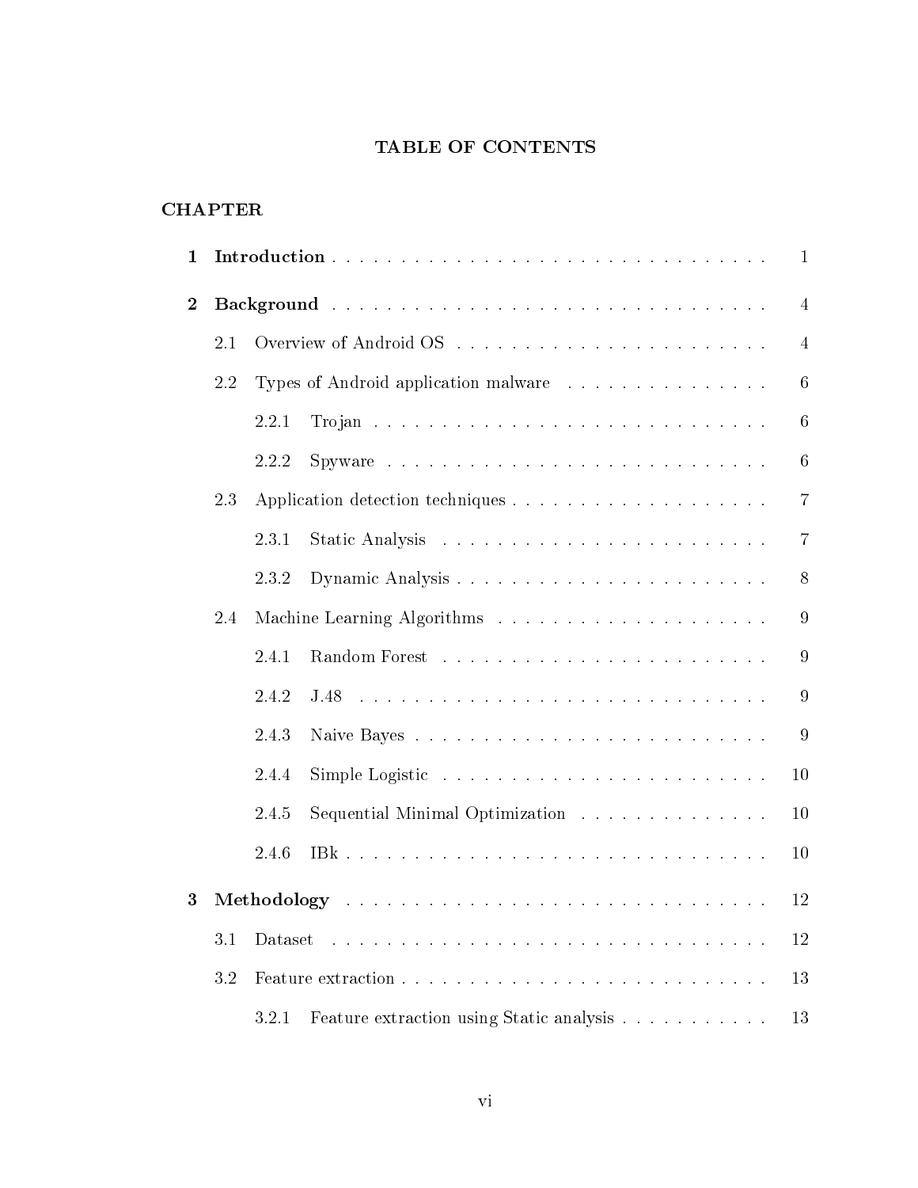# TABLE OF CONTENTS

**CHAPTER**

**1 Introduction** . . . . . . . . . . . . . . . . . . . . . . . . . . . . . . . . 1

**2 Background** . . . . . . . . . . . . . . . . . . . . . . . . . . . . . . . . 4

- 2.1 Overview of Android OS . . . . . . . . . . . . . . . . . . . . . . . . 4
- 2.2 Types of Android application malware . . . . . . . . . . . . . . . . 6
  - 2.2.1 Trojan . . . . . . . . . . . . . . . . . . . . . . . . . . . . 6
  - 2.2.2 Spyware . . . . . . . . . . . . . . . . . . . . . . . . . . . 6
- 2.3 Application detection techniques . . . . . . . . . . . . . . . . . . . 7
  - 2.3.1 Static Analysis . . . . . . . . . . . . . . . . . . . . . . . . 7
  - 2.3.2 Dynamic Analysis . . . . . . . . . . . . . . . . . . . . . . . 8
- 2.4 Machine Learning Algorithms . . . . . . . . . . . . . . . . . . . . . 9
  - 2.4.1 Random Forest . . . . . . . . . . . . . . . . . . . . . . . . 9
  - 2.4.2 J.48 . . . . . . . . . . . . . . . . . . . . . . . . . . . . . 9
  - 2.4.3 Naive Bayes . . . . . . . . . . . . . . . . . . . . . . . . . . 9
  - 2.4.4 Simple Logistic . . . . . . . . . . . . . . . . . . . . . . . . 10
  - 2.4.5 Sequential Minimal Optimization . . . . . . . . . . . . . . . 10
  - 2.4.6 IBk . . . . . . . . . . . . . . . . . . . . . . . . . . . . . . 10

**3 Methodology** . . . . . . . . . . . . . . . . . . . . . . . . . . . . . . . 12

- 3.1 Dataset . . . . . . . . . . . . . . . . . . . . . . . . . . . . . . . . 12
- 3.2 Feature extraction . . . . . . . . . . . . . . . . . . . . . . . . . . . 13
  - 3.2.1 Feature extraction using Static analysis . . . . . . . . . . . 13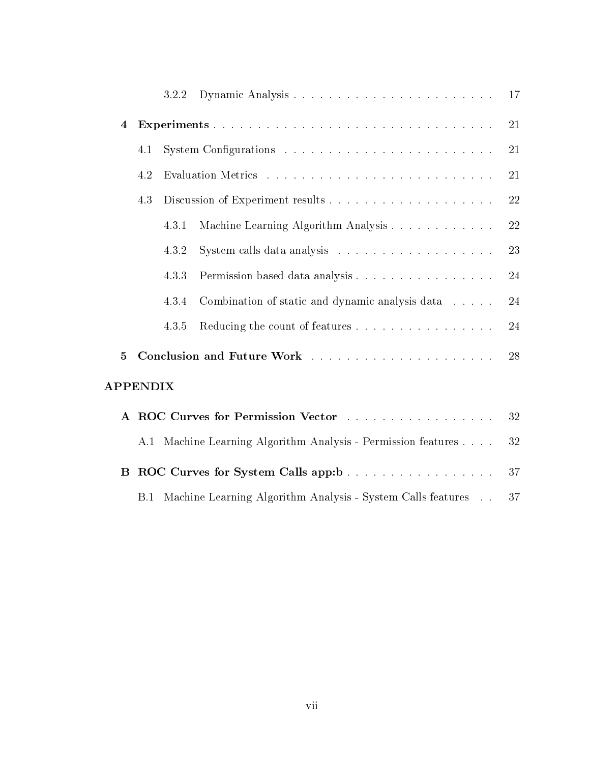3.2.2 Dynamic Analysis . . . . . . . . . . . . . . . . . . . . . . . . 17

**4 Experiments** . . . . . . . . . . . . . . . . . . . . . . . . . . . . . . . 21

4.1 System Configurations . . . . . . . . . . . . . . . . . . . . . . . . 21

4.2 Evaluation Metrics . . . . . . . . . . . . . . . . . . . . . . . . . . 21

4.3 Discussion of Experiment results . . . . . . . . . . . . . . . . . . 22

4.3.1 Machine Learning Algorithm Analysis . . . . . . . . . . . . 22

4.3.2 System calls data analysis . . . . . . . . . . . . . . . . . . 23

4.3.3 Permission based data analysis . . . . . . . . . . . . . . . . 24

4.3.4 Combination of static and dynamic analysis data . . . . . 24

4.3.5 Reducing the count of features . . . . . . . . . . . . . . . . 24

**5 Conclusion and Future Work** . . . . . . . . . . . . . . . . . . . . . 28

**APPENDIX**

**A ROC Curves for Permission Vector** . . . . . . . . . . . . . . . . . 32

A.1 Machine Learning Algorithm Analysis - Permission features . . . . 32

**B ROC Curves for System Calls app:b** . . . . . . . . . . . . . . . . . 37

B.1 Machine Learning Algorithm Analysis - System Calls features . . 37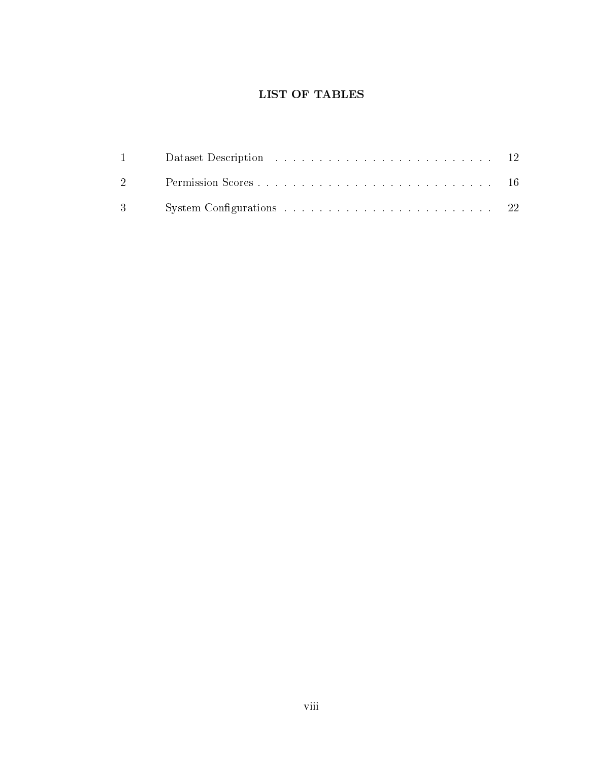# LIST OF TABLES

| | | |
|---|---|---|
| 1 | Dataset Description | 12 |
| 2 | Permission Scores | 16 |
| 3 | System Configurations | 22 |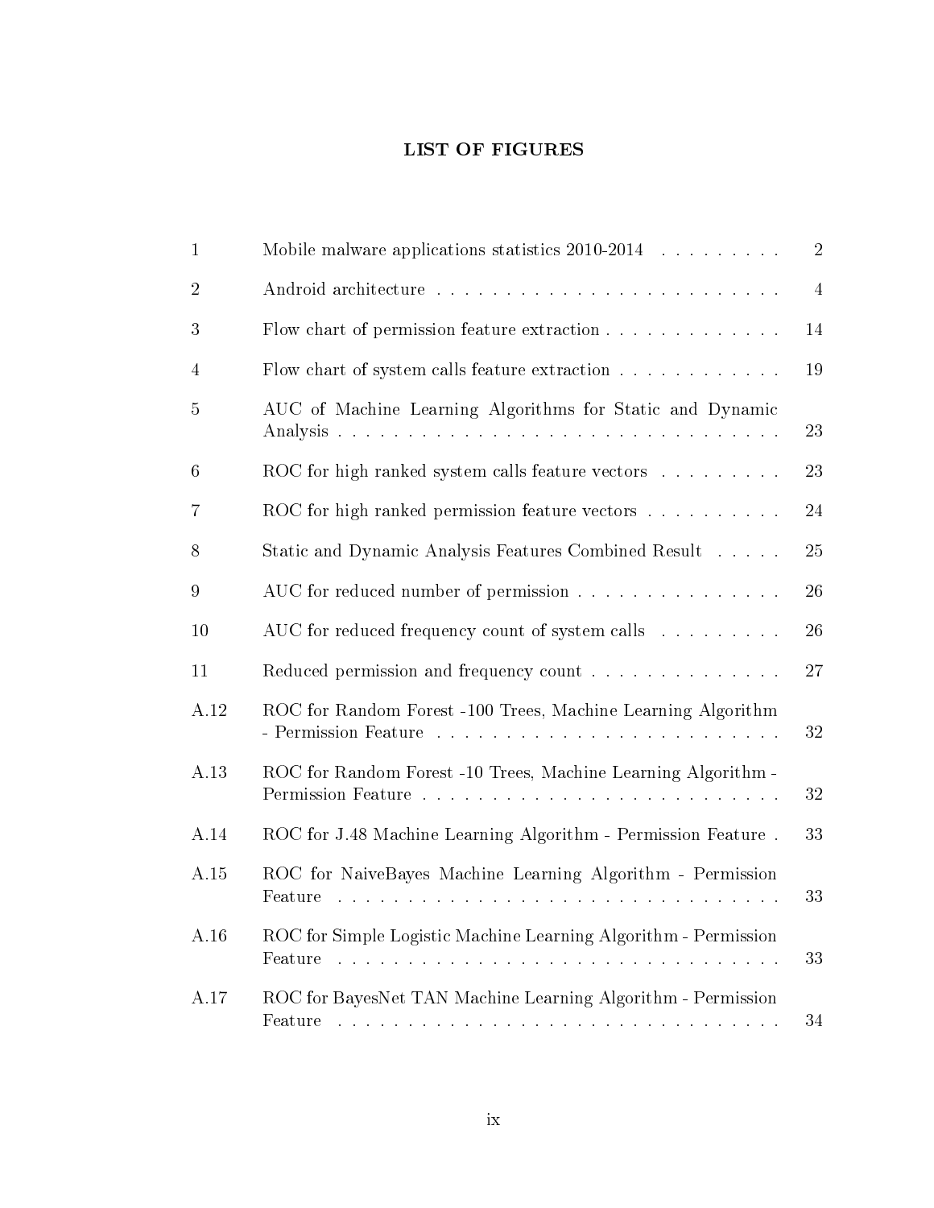# LIST OF FIGURES

| | | |
|---|---|---|
| 1 | Mobile malware applications statistics 2010-2014 | 2 |
| 2 | Android architecture | 4 |
| 3 | Flow chart of permission feature extraction | 14 |
| 4 | Flow chart of system calls feature extraction | 19 |
| 5 | AUC of Machine Learning Algorithms for Static and Dynamic Analysis | 23 |
| 6 | ROC for high ranked system calls feature vectors | 23 |
| 7 | ROC for high ranked permission feature vectors | 24 |
| 8 | Static and Dynamic Analysis Features Combined Result | 25 |
| 9 | AUC for reduced number of permission | 26 |
| 10 | AUC for reduced frequency count of system calls | 26 |
| 11 | Reduced permission and frequency count | 27 |
| A.12 | ROC for Random Forest -100 Trees, Machine Learning Algorithm - Permission Feature | 32 |
| A.13 | ROC for Random Forest -10 Trees, Machine Learning Algorithm - Permission Feature | 32 |
| A.14 | ROC for J.48 Machine Learning Algorithm - Permission Feature | 33 |
| A.15 | ROC for NaiveBayes Machine Learning Algorithm - Permission Feature | 33 |
| A.16 | ROC for Simple Logistic Machine Learning Algorithm - Permission Feature | 33 |
| A.17 | ROC for BayesNet TAN Machine Learning Algorithm - Permission Feature | 34 |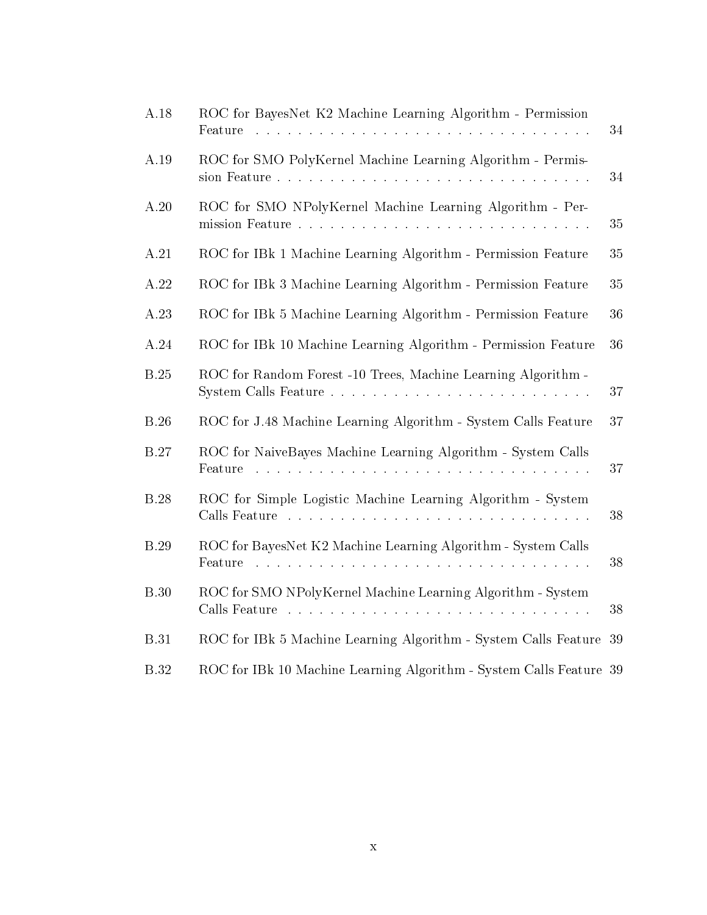| | | |
|---|---|---|
| A.18 | ROC for BayesNet K2 Machine Learning Algorithm - Permission Feature | 34 |
| A.19 | ROC for SMO PolyKernel Machine Learning Algorithm - Permission Feature | 34 |
| A.20 | ROC for SMO NPolyKernel Machine Learning Algorithm - Permission Feature | 35 |
| A.21 | ROC for IBk 1 Machine Learning Algorithm - Permission Feature | 35 |
| A.22 | ROC for IBk 3 Machine Learning Algorithm - Permission Feature | 35 |
| A.23 | ROC for IBk 5 Machine Learning Algorithm - Permission Feature | 36 |
| A.24 | ROC for IBk 10 Machine Learning Algorithm - Permission Feature | 36 |
| B.25 | ROC for Random Forest -10 Trees, Machine Learning Algorithm - System Calls Feature | 37 |
| B.26 | ROC for J.48 Machine Learning Algorithm - System Calls Feature | 37 |
| B.27 | ROC for NaiveBayes Machine Learning Algorithm - System Calls Feature | 37 |
| B.28 | ROC for Simple Logistic Machine Learning Algorithm - System Calls Feature | 38 |
| B.29 | ROC for BayesNet K2 Machine Learning Algorithm - System Calls Feature | 38 |
| B.30 | ROC for SMO NPolyKernel Machine Learning Algorithm - System Calls Feature | 38 |
| B.31 | ROC for IBk 5 Machine Learning Algorithm - System Calls Feature | 39 |
| B.32 | ROC for IBk 10 Machine Learning Algorithm - System Calls Feature | 39 |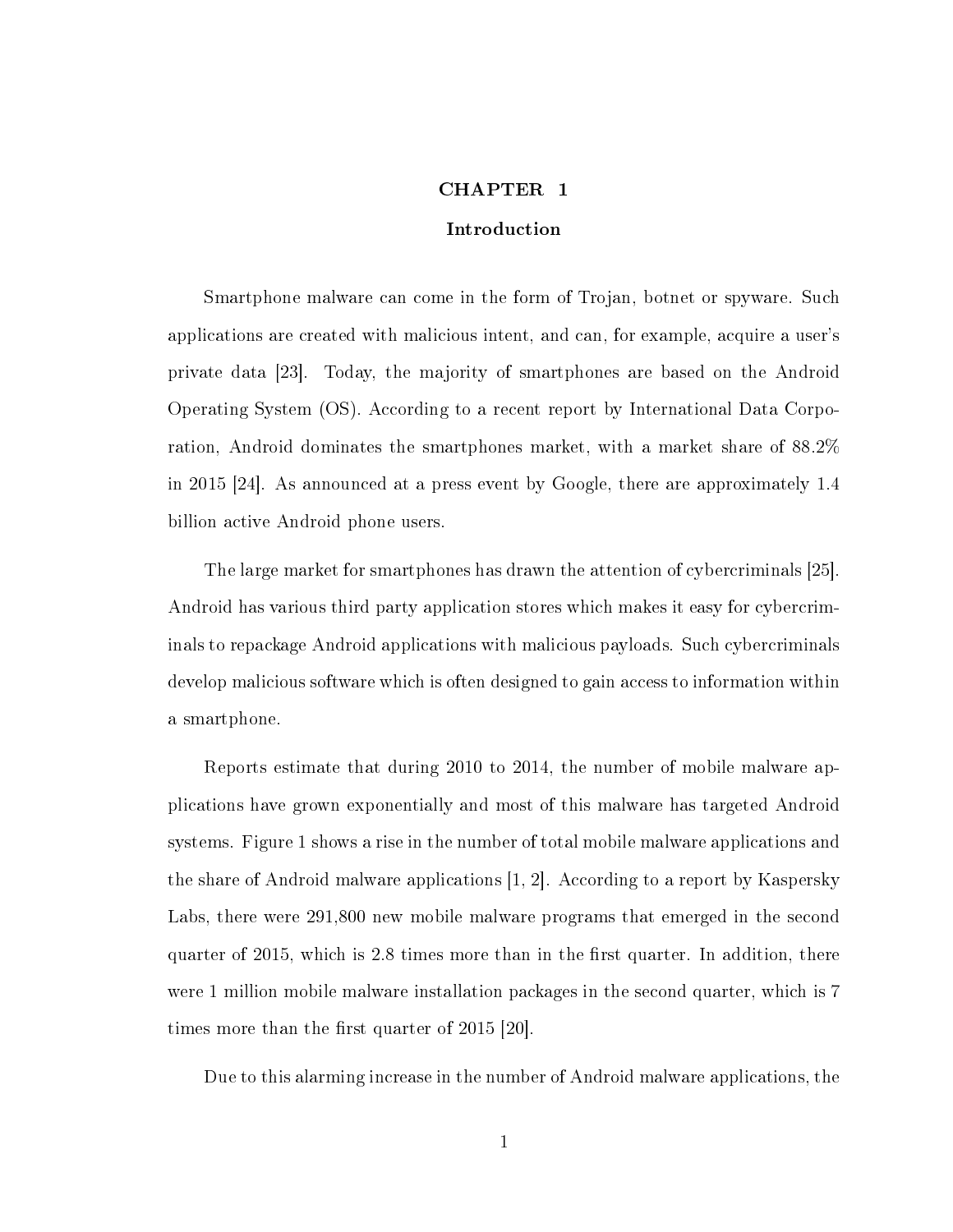# CHAPTER 1

## Introduction

Smartphone malware can come in the form of Trojan, botnet or spyware. Such applications are created with malicious intent, and can, for example, acquire a user's private data [23]. Today, the majority of smartphones are based on the Android Operating System (OS). According to a recent report by International Data Corporation, Android dominates the smartphones market, with a market share of 88.2% in 2015 [24]. As announced at a press event by Google, there are approximately 1.4 billion active Android phone users.

The large market for smartphones has drawn the attention of cybercriminals [25]. Android has various third party application stores which makes it easy for cybercriminals to repackage Android applications with malicious payloads. Such cybercriminals develop malicious software which is often designed to gain access to information within a smartphone.

Reports estimate that during 2010 to 2014, the number of mobile malware applications have grown exponentially and most of this malware has targeted Android systems. Figure 1 shows a rise in the number of total mobile malware applications and the share of Android malware applications [1, 2]. According to a report by Kaspersky Labs, there were 291,800 new mobile malware programs that emerged in the second quarter of 2015, which is 2.8 times more than in the first quarter. In addition, there were 1 million mobile malware installation packages in the second quarter, which is 7 times more than the first quarter of 2015 [20].

Due to this alarming increase in the number of Android malware applications, the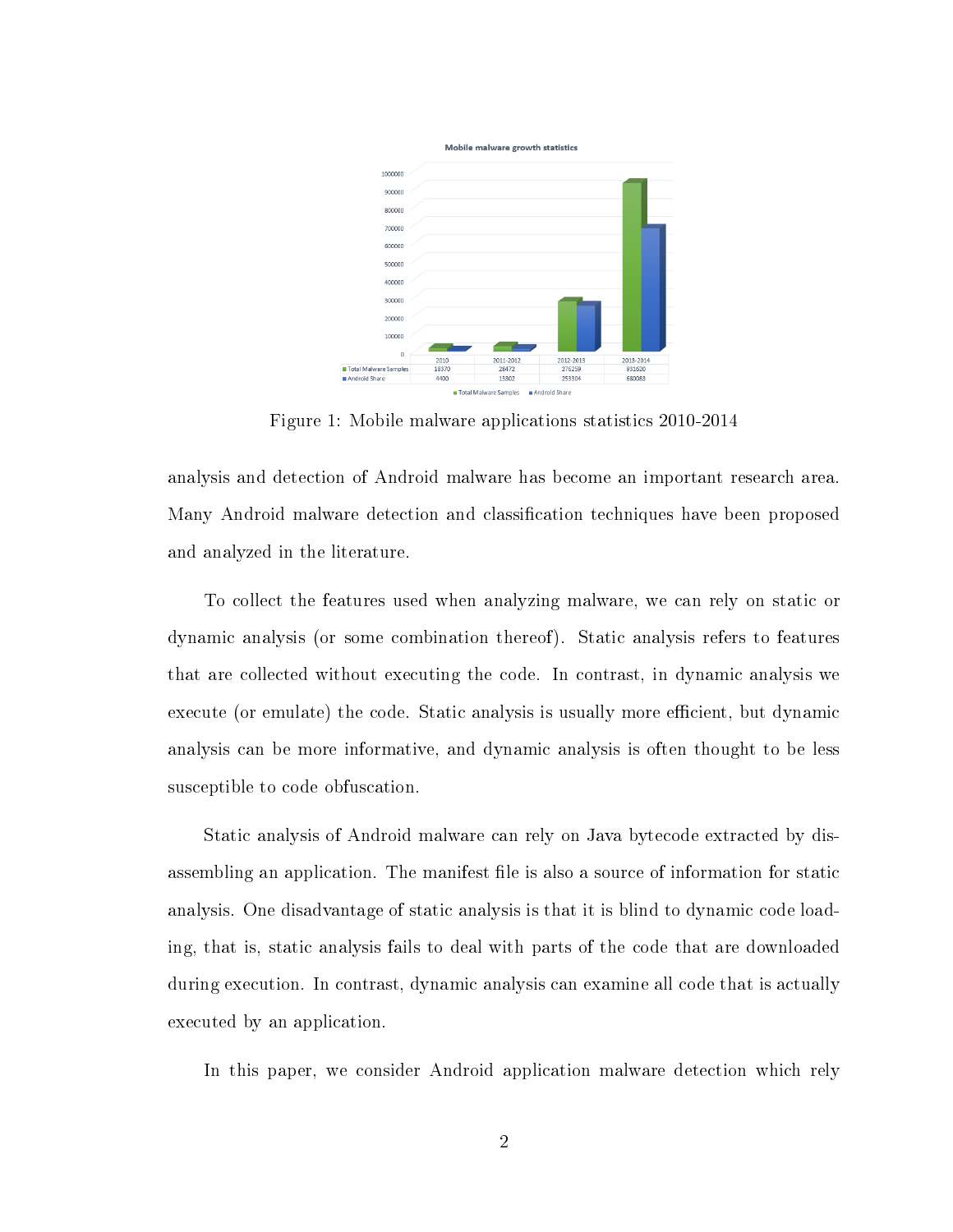**Mobile malware growth statistics**

| | 2010 | 2011-2012 | 2012-2013 | 2013-2014 |
|---|---|---|---|---|
| Total Malware Samples | 18370 | 28472 | 276259 | 931620 |
| Android Share | 4400 | 13302 | 253304 | 680063 |

Figure 1: Mobile malware applications statistics 2010-2014

analysis and detection of Android malware has become an important research area. Many Android malware detection and classification techniques have been proposed and analyzed in the literature.

To collect the features used when analyzing malware, we can rely on static or dynamic analysis (or some combination thereof). Static analysis refers to features that are collected without executing the code. In contrast, in dynamic analysis we execute (or emulate) the code. Static analysis is usually more efficient, but dynamic analysis can be more informative, and dynamic analysis is often thought to be less susceptible to code obfuscation.

Static analysis of Android malware can rely on Java bytecode extracted by disassembling an application. The manifest file is also a source of information for static analysis. One disadvantage of static analysis is that it is blind to dynamic code loading, that is, static analysis fails to deal with parts of the code that are downloaded during execution. In contrast, dynamic analysis can examine all code that is actually executed by an application.

In this paper, we consider Android application malware detection which rely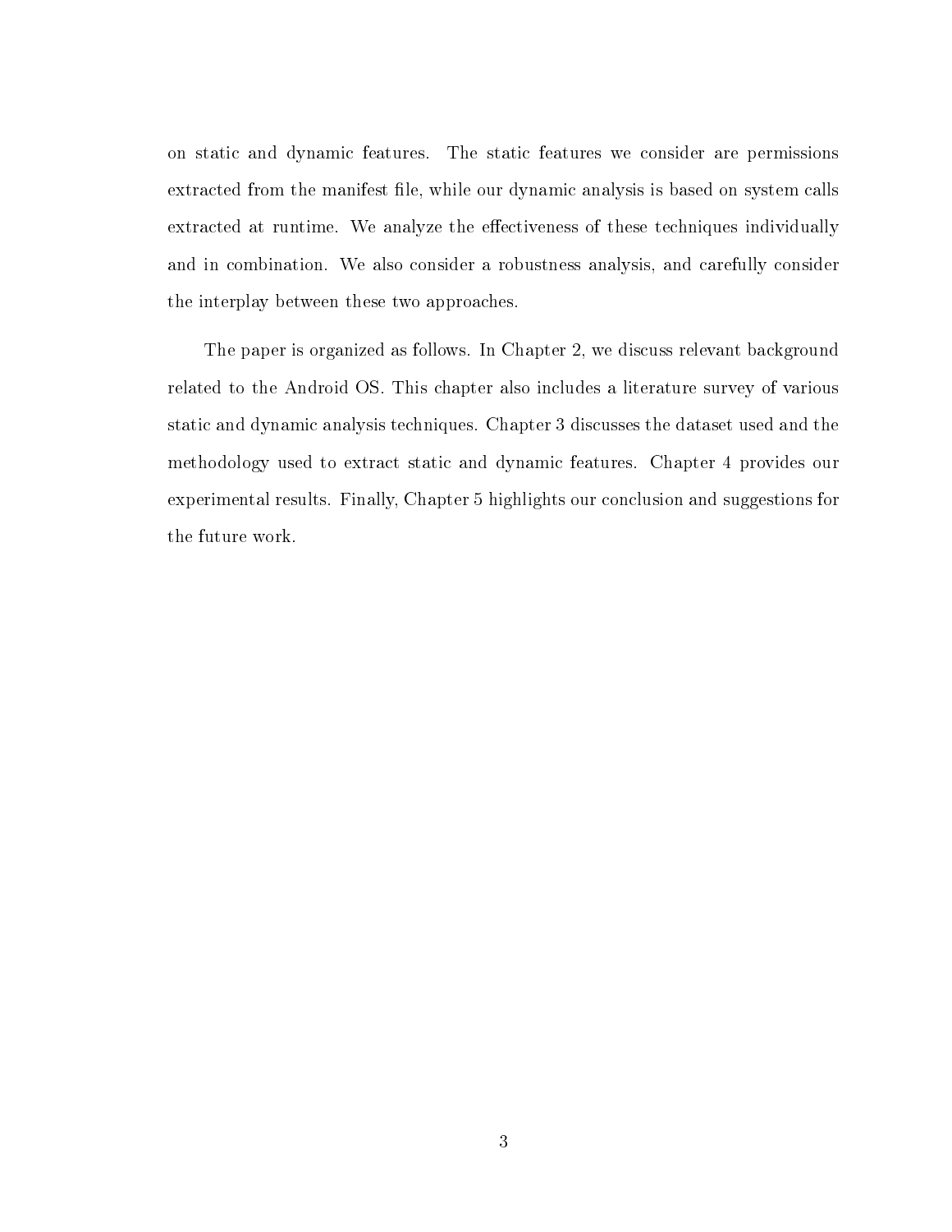on static and dynamic features. The static features we consider are permissions extracted from the manifest file, while our dynamic analysis is based on system calls extracted at runtime. We analyze the effectiveness of these techniques individually and in combination. We also consider a robustness analysis, and carefully consider the interplay between these two approaches.

The paper is organized as follows. In Chapter 2, we discuss relevant background related to the Android OS. This chapter also includes a literature survey of various static and dynamic analysis techniques. Chapter 3 discusses the dataset used and the methodology used to extract static and dynamic features. Chapter 4 provides our experimental results. Finally, Chapter 5 highlights our conclusion and suggestions for the future work.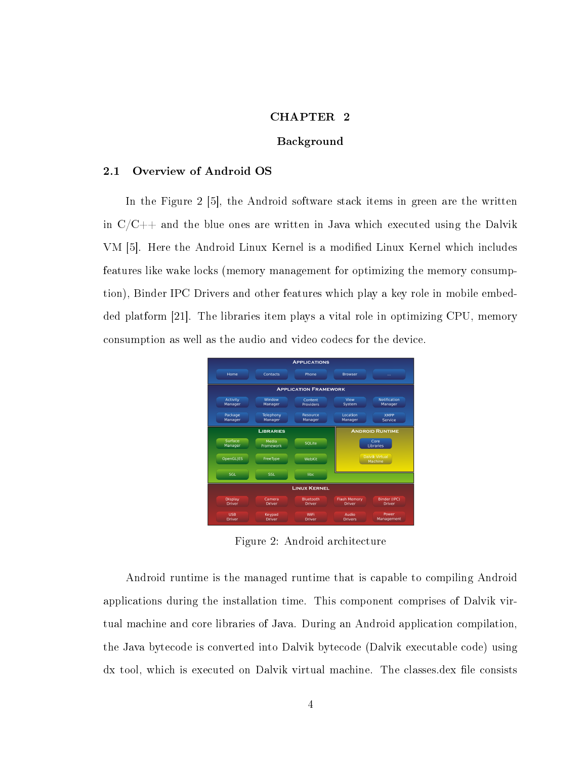# CHAPTER 2

## Background

### 2.1 Overview of Android OS

In the Figure 2 [5], the Android software stack items in green are the written in C/C++ and the blue ones are written in Java which executed using the Dalvik VM [5]. Here the Android Linux Kernel is a modified Linux Kernel which includes features like wake locks (memory management for optimizing the memory consumption), Binder IPC Drivers and other features which play a key role in mobile embedded platform [21]. The libraries item plays a vital role in optimizing CPU, memory consumption as well as the audio and video codecs for the device.

Figure 2: Android architecture

Android runtime is the managed runtime that is capable to compiling Android applications during the installation time. This component comprises of Dalvik virtual machine and core libraries of Java. During an Android application compilation, the Java bytecode is converted into Dalvik bytecode (Dalvik executable code) using dx tool, which is executed on Dalvik virtual machine. The classes.dex file consists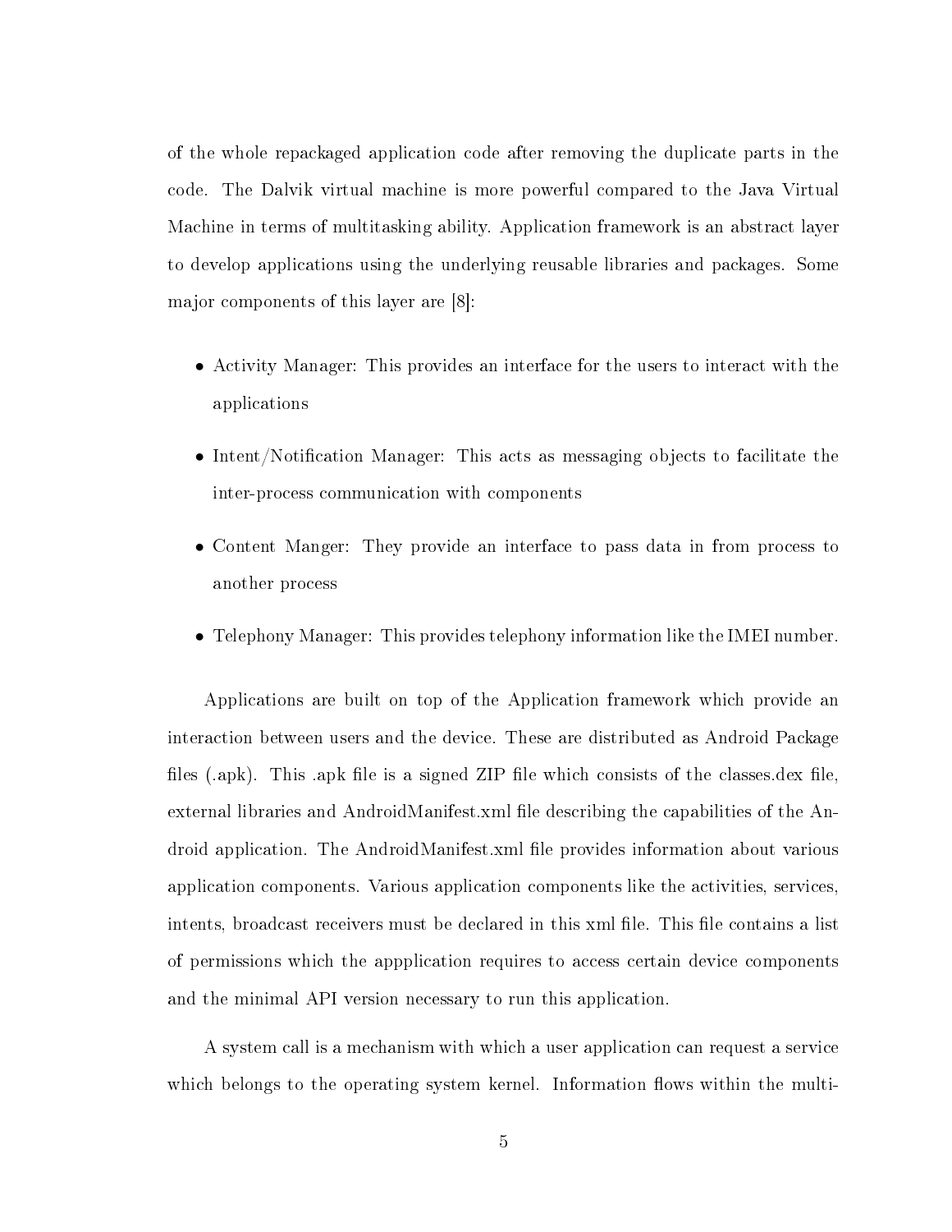of the whole repackaged application code after removing the duplicate parts in the code. The Dalvik virtual machine is more powerful compared to the Java Virtual Machine in terms of multitasking ability. Application framework is an abstract layer to develop applications using the underlying reusable libraries and packages. Some major components of this layer are [8]:

- Activity Manager: This provides an interface for the users to interact with the applications
- Intent/Notification Manager: This acts as messaging objects to facilitate the inter-process communication with components
- Content Manger: They provide an interface to pass data in from process to another process
- Telephony Manager: This provides telephony information like the IMEI number.

Applications are built on top of the Application framework which provide an interaction between users and the device. These are distributed as Android Package files (.apk). This .apk file is a signed ZIP file which consists of the classes.dex file, external libraries and AndroidManifest.xml file describing the capabilities of the Android application. The AndroidManifest.xml file provides information about various application components. Various application components like the activities, services, intents, broadcast receivers must be declared in this xml file. This file contains a list of permissions which the appplication requires to access certain device components and the minimal API version necessary to run this application.

A system call is a mechanism with which a user application can request a service which belongs to the operating system kernel. Information flows within the multi-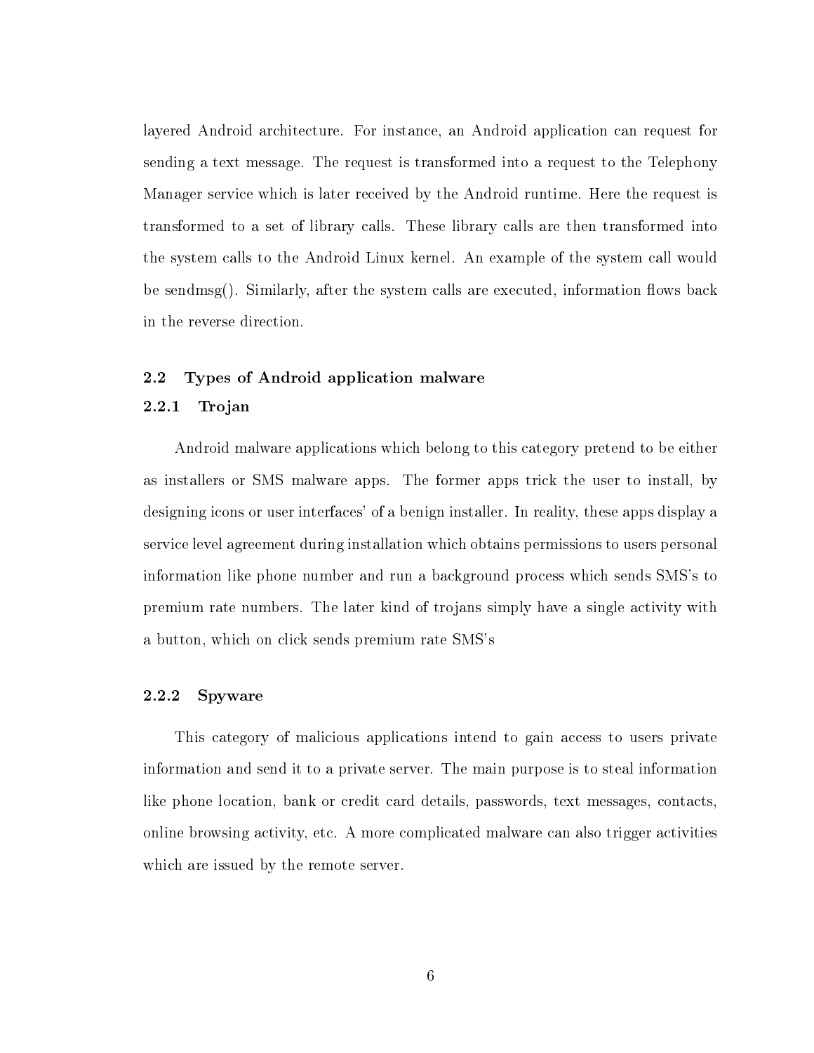layered Android architecture. For instance, an Android application can request for sending a text message. The request is transformed into a request to the Telephony Manager service which is later received by the Android runtime. Here the request is transformed to a set of library calls. These library calls are then transformed into the system calls to the Android Linux kernel. An example of the system call would be sendmsg(). Similarly, after the system calls are executed, information flows back in the reverse direction.

## 2.2 Types of Android application malware

### 2.2.1 Trojan

Android malware applications which belong to this category pretend to be either as installers or SMS malware apps. The former apps trick the user to install, by designing icons or user interfaces' of a benign installer. In reality, these apps display a service level agreement during installation which obtains permissions to users personal information like phone number and run a background process which sends SMS's to premium rate numbers. The later kind of trojans simply have a single activity with a button, which on click sends premium rate SMS's

### 2.2.2 Spyware

This category of malicious applications intend to gain access to users private information and send it to a private server. The main purpose is to steal information like phone location, bank or credit card details, passwords, text messages, contacts, online browsing activity, etc. A more complicated malware can also trigger activities which are issued by the remote server.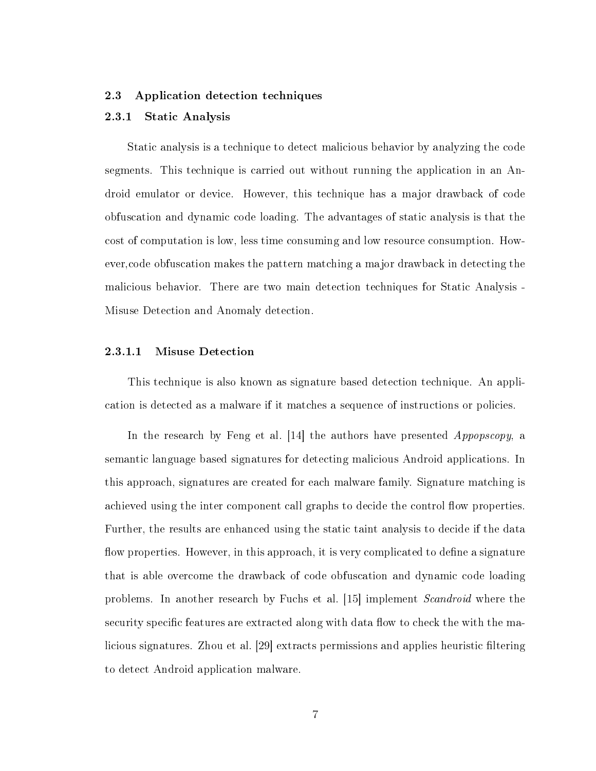## 2.3 Application detection techniques

### 2.3.1 Static Analysis

Static analysis is a technique to detect malicious behavior by analyzing the code segments. This technique is carried out without running the application in an Android emulator or device. However, this technique has a major drawback of code obfuscation and dynamic code loading. The advantages of static analysis is that the cost of computation is low, less time consuming and low resource consumption. However,code obfuscation makes the pattern matching a major drawback in detecting the malicious behavior. There are two main detection techniques for Static Analysis - Misuse Detection and Anomaly detection.

#### 2.3.1.1 Misuse Detection

This technique is also known as signature based detection technique. An application is detected as a malware if it matches a sequence of instructions or policies.

In the research by Feng et al. [14] the authors have presented *Appopscopy*, a semantic language based signatures for detecting malicious Android applications. In this approach, signatures are created for each malware family. Signature matching is achieved using the inter component call graphs to decide the control flow properties. Further, the results are enhanced using the static taint analysis to decide if the data flow properties. However, in this approach, it is very complicated to define a signature that is able overcome the drawback of code obfuscation and dynamic code loading problems. In another research by Fuchs et al. [15] implement *Scandroid* where the security specific features are extracted along with data flow to check the with the malicious signatures. Zhou et al. [29] extracts permissions and applies heuristic filtering to detect Android application malware.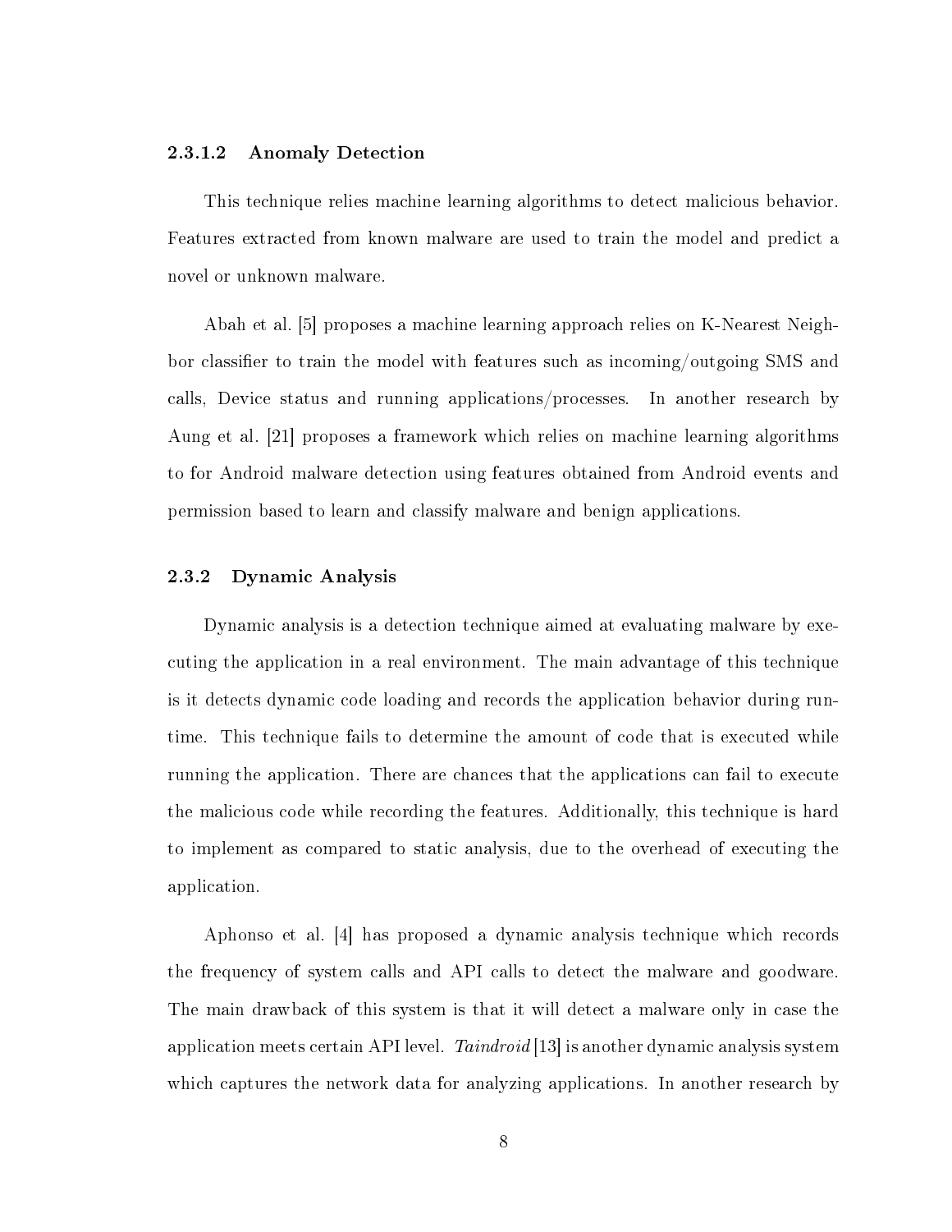#### 2.3.1.2 Anomaly Detection

This technique relies machine learning algorithms to detect malicious behavior. Features extracted from known malware are used to train the model and predict a novel or unknown malware.

Abah et al. [5] proposes a machine learning approach relies on K-Nearest Neighbor classifier to train the model with features such as incoming/outgoing SMS and calls, Device status and running applications/processes. In another research by Aung et al. [21] proposes a framework which relies on machine learning algorithms to for Android malware detection using features obtained from Android events and permission based to learn and classify malware and benign applications.

### 2.3.2 Dynamic Analysis

Dynamic analysis is a detection technique aimed at evaluating malware by executing the application in a real environment. The main advantage of this technique is it detects dynamic code loading and records the application behavior during runtime. This technique fails to determine the amount of code that is executed while running the application. There are chances that the applications can fail to execute the malicious code while recording the features. Additionally, this technique is hard to implement as compared to static analysis, due to the overhead of executing the application.

Aphonso et al. [4] has proposed a dynamic analysis technique which records the frequency of system calls and API calls to detect the malware and goodware. The main drawback of this system is that it will detect a malware only in case the application meets certain API level. *Taindroid* [13] is another dynamic analysis system which captures the network data for analyzing applications. In another research by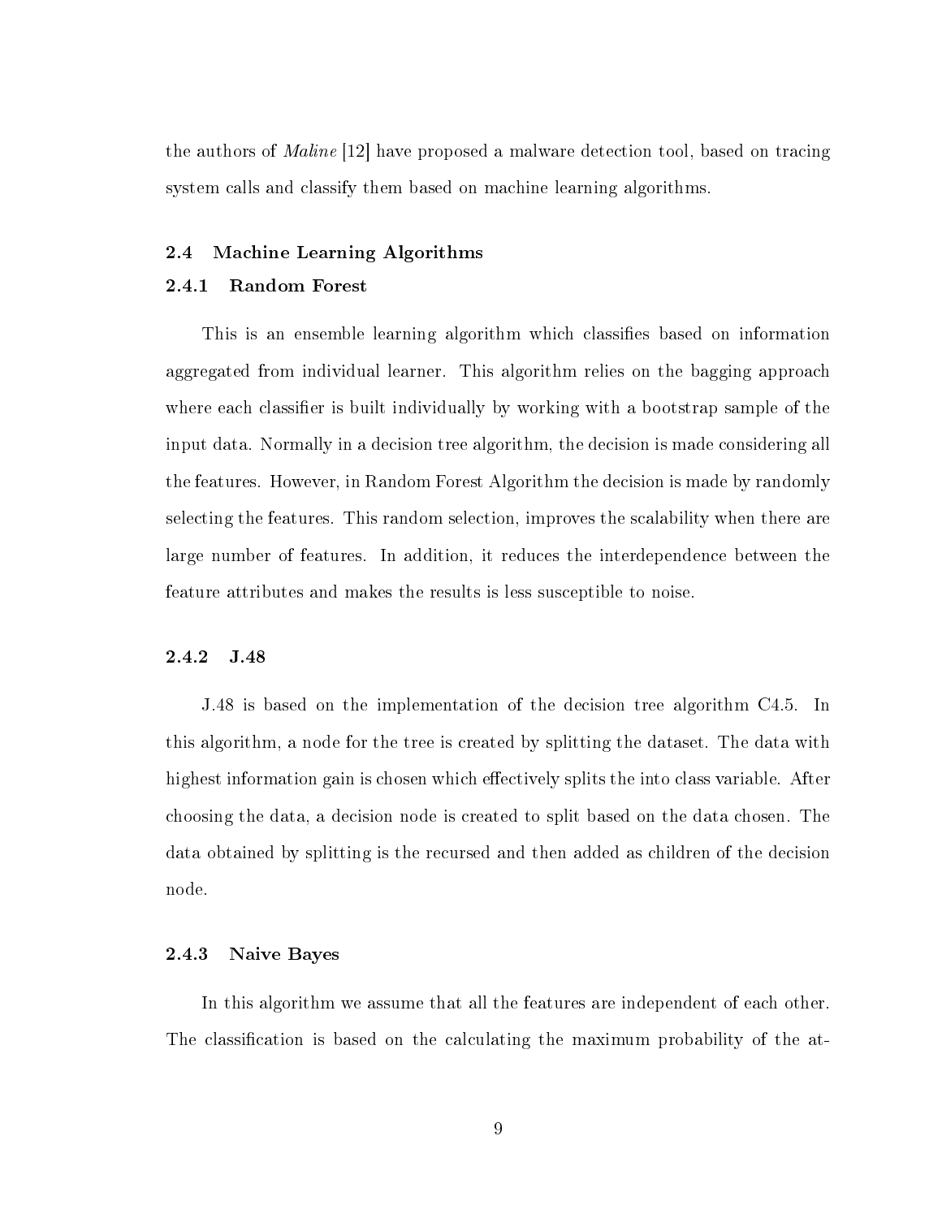the authors of *Maline* [12] have proposed a malware detection tool, based on tracing system calls and classify them based on machine learning algorithms.

## 2.4 Machine Learning Algorithms

### 2.4.1 Random Forest

This is an ensemble learning algorithm which classifies based on information aggregated from individual learner. This algorithm relies on the bagging approach where each classifier is built individually by working with a bootstrap sample of the input data. Normally in a decision tree algorithm, the decision is made considering all the features. However, in Random Forest Algorithm the decision is made by randomly selecting the features. This random selection, improves the scalability when there are large number of features. In addition, it reduces the interdependence between the feature attributes and makes the results is less susceptible to noise.

### 2.4.2 J.48

J.48 is based on the implementation of the decision tree algorithm C4.5. In this algorithm, a node for the tree is created by splitting the dataset. The data with highest information gain is chosen which effectively splits the into class variable. After choosing the data, a decision node is created to split based on the data chosen. The data obtained by splitting is the recursed and then added as children of the decision node.

### 2.4.3 Naive Bayes

In this algorithm we assume that all the features are independent of each other. The classification is based on the calculating the maximum probability of the at-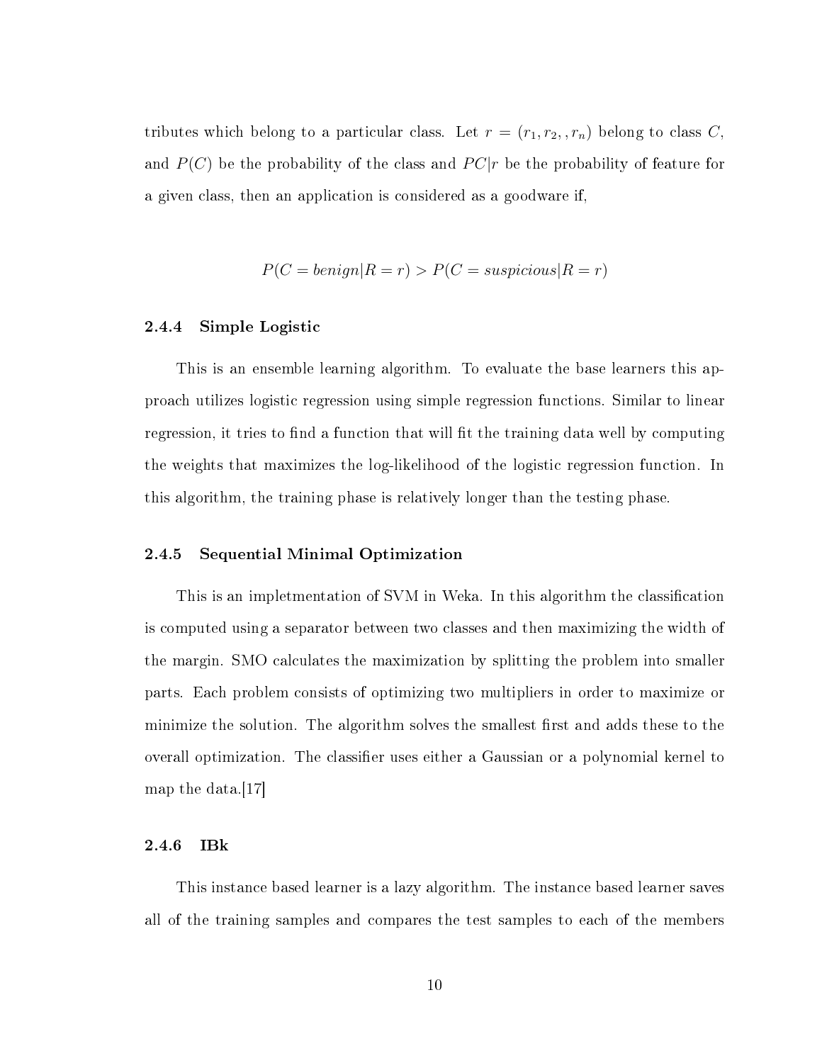tributes which belong to a particular class. Let $r = (r_1, r_2, , r_n)$ belong to class $C$, and $P(C)$ be the probability of the class and $PC|r$ be the probability of feature for a given class, then an application is considered as a goodware if,

$$P(C = benign|R = r) > P(C = suspicious|R = r)$$

### 2.4.4 Simple Logistic

This is an ensemble learning algorithm. To evaluate the base learners this approach utilizes logistic regression using simple regression functions. Similar to linear regression, it tries to find a function that will fit the training data well by computing the weights that maximizes the log-likelihood of the logistic regression function. In this algorithm, the training phase is relatively longer than the testing phase.

### 2.4.5 Sequential Minimal Optimization

This is an impletmentation of SVM in Weka. In this algorithm the classification is computed using a separator between two classes and then maximizing the width of the margin. SMO calculates the maximization by splitting the problem into smaller parts. Each problem consists of optimizing two multipliers in order to maximize or minimize the solution. The algorithm solves the smallest first and adds these to the overall optimization. The classifier uses either a Gaussian or a polynomial kernel to map the data.[17]

### 2.4.6 IBk

This instance based learner is a lazy algorithm. The instance based learner saves all of the training samples and compares the test samples to each of the members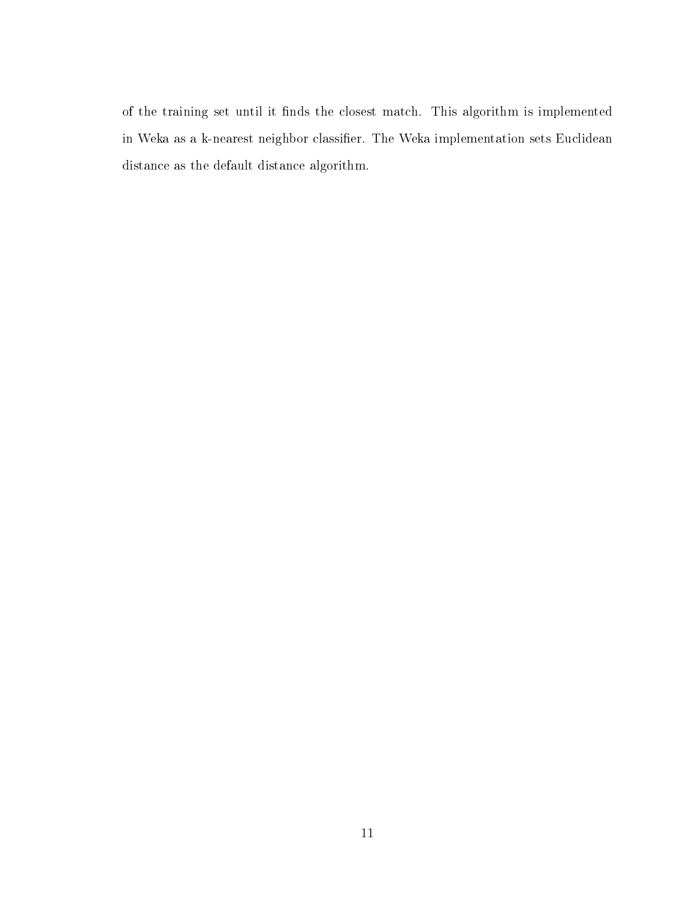of the training set until it finds the closest match. This algorithm is implemented in Weka as a k-nearest neighbor classifier. The Weka implementation sets Euclidean distance as the default distance algorithm.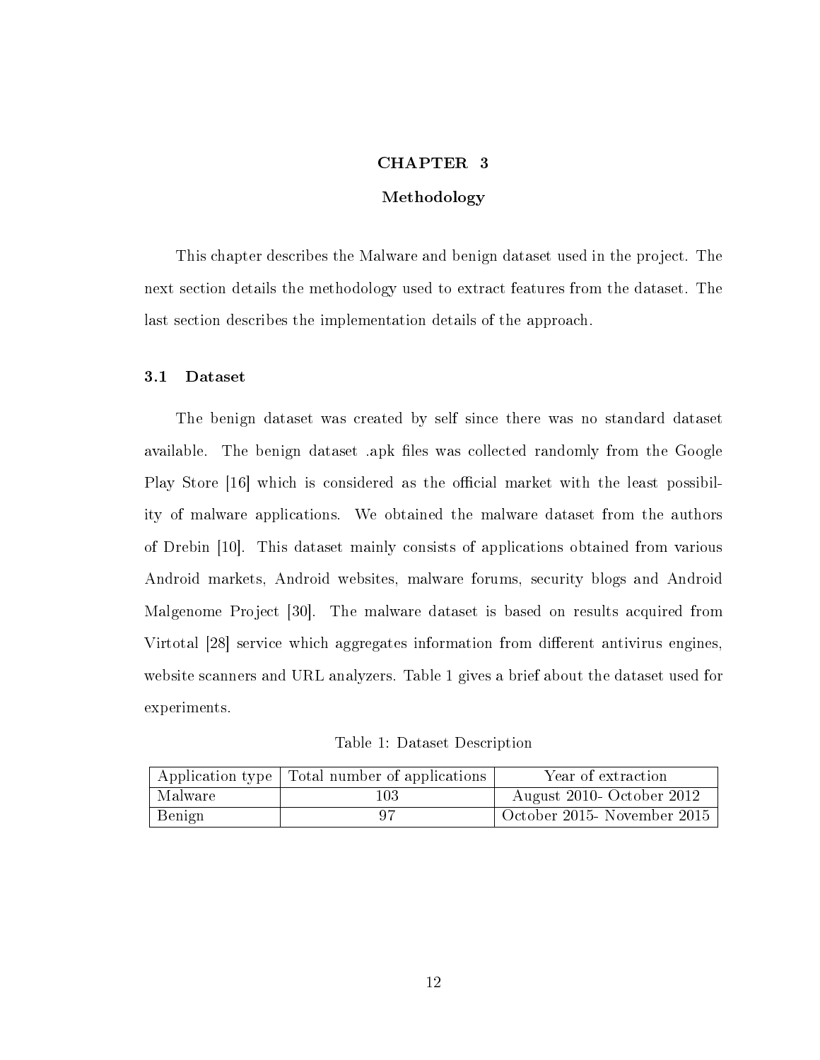# CHAPTER 3

## Methodology

This chapter describes the Malware and benign dataset used in the project. The next section details the methodology used to extract features from the dataset. The last section describes the implementation details of the approach.

### 3.1 Dataset

The benign dataset was created by self since there was no standard dataset available. The benign dataset .apk files was collected randomly from the Google Play Store [16] which is considered as the official market with the least possibility of malware applications. We obtained the malware dataset from the authors of Drebin [10]. This dataset mainly consists of applications obtained from various Android markets, Android websites, malware forums, security blogs and Android Malgenome Project [30]. The malware dataset is based on results acquired from Virtotal [28] service which aggregates information from different antivirus engines, website scanners and URL analyzers. Table 1 gives a brief about the dataset used for experiments.

Table 1: Dataset Description

| Application type | Total number of applications | Year of extraction |
| --- | --- | --- |
| Malware | 103 | August 2010- October 2012 |
| Benign | 97 | October 2015- November 2015 |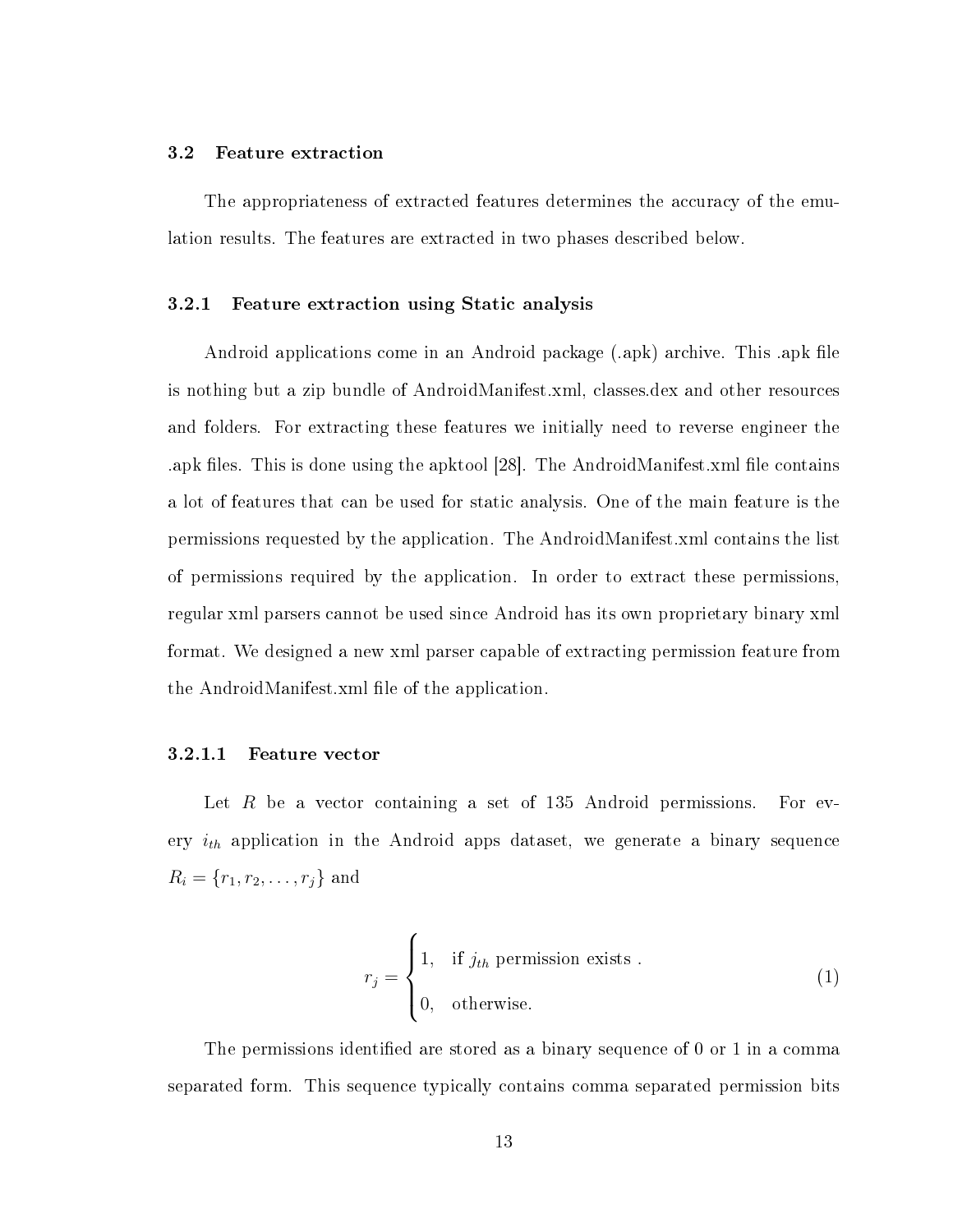### 3.2 Feature extraction

The appropriateness of extracted features determines the accuracy of the emulation results. The features are extracted in two phases described below.

#### 3.2.1 Feature extraction using Static analysis

Android applications come in an Android package (.apk) archive. This .apk file is nothing but a zip bundle of AndroidManifest.xml, classes.dex and other resources and folders. For extracting these features we initially need to reverse engineer the .apk files. This is done using the apktool [28]. The AndroidManifest.xml file contains a lot of features that can be used for static analysis. One of the main feature is the permissions requested by the application. The AndroidManifest.xml contains the list of permissions required by the application. In order to extract these permissions, regular xml parsers cannot be used since Android has its own proprietary binary xml format. We designed a new xml parser capable of extracting permission feature from the AndroidManifest.xml file of the application.

##### 3.2.1.1 Feature vector

Let $R$ be a vector containing a set of 135 Android permissions. For every $i_{th}$ application in the Android apps dataset, we generate a binary sequence $R_i = \{r_1, r_2, \ldots, r_j\}$ and

$$r_j = \begin{cases} 1, & \text{if } j_{th} \text{ permission exists .} \\ 0, & \text{otherwise.} \end{cases} \tag{1}$$

The permissions identified are stored as a binary sequence of 0 or 1 in a comma separated form. This sequence typically contains comma separated permission bits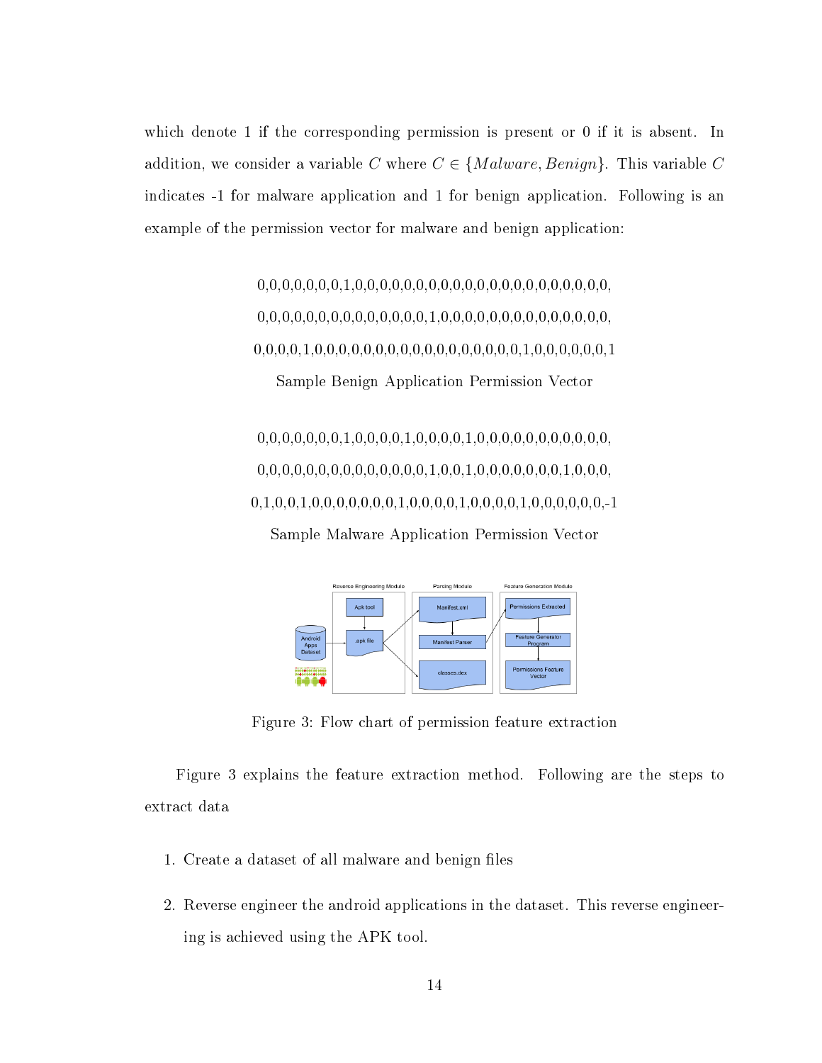which denote 1 if the corresponding permission is present or 0 if it is absent. In addition, we consider a variable $C$ where $C \in \{Malware, Benign\}$. This variable $C$ indicates -1 for malware application and 1 for benign application. Following is an example of the permission vector for malware and benign application:

0,0,0,0,0,0,0,1,0,0,0,0,0,0,0,0,0,0,0,0,0,0,0,0,0,0,0,0,0,0,0,

0,0,0,0,0,0,0,0,0,0,0,0,0,0,0,0,1,0,0,0,0,0,0,0,0,0,0,0,0,0,0,0,

0,0,0,0,1,0,0,0,0,0,0,0,0,0,0,0,0,0,0,0,0,0,0,0,1,0,0,0,0,0,0,1

Sample Benign Application Permission Vector

0,0,0,0,0,0,0,1,0,0,0,0,1,0,0,0,0,1,0,0,0,0,0,0,0,0,0,0,0,0,0,

0,0,0,0,0,0,0,0,0,0,0,0,0,0,0,0,1,0,0,1,0,0,0,0,0,0,0,1,0,0,0,

0,1,0,0,1,0,0,0,0,0,0,0,1,0,0,0,0,1,0,0,0,0,1,0,0,0,0,0,0,-1

Sample Malware Application Permission Vector

Figure 3: Flow chart of permission feature extraction

Figure 3 explains the feature extraction method. Following are the steps to extract data

1. Create a dataset of all malware and benign files
2. Reverse engineer the android applications in the dataset. This reverse engineering is achieved using the APK tool.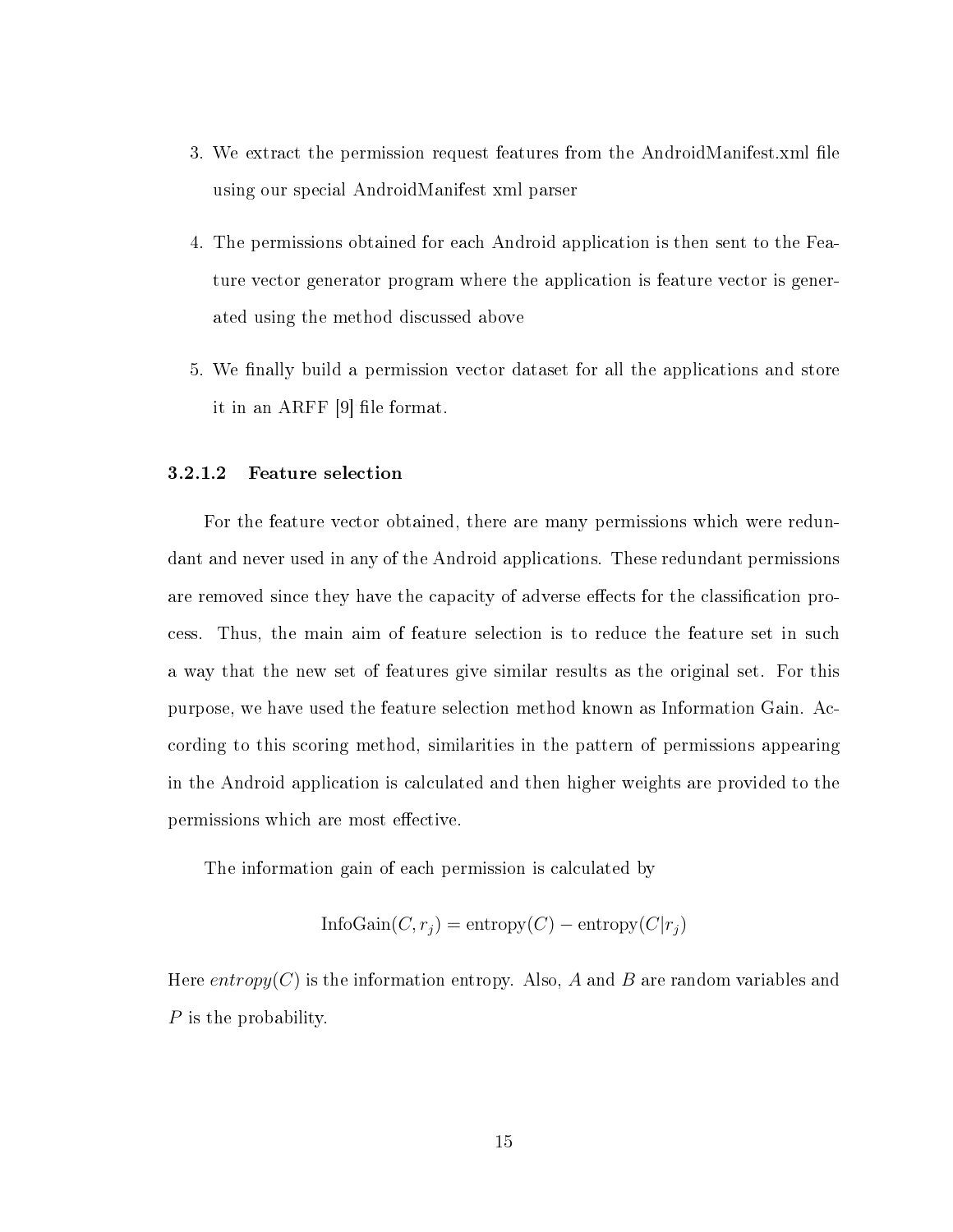3. We extract the permission request features from the AndroidManifest.xml file using our special AndroidManifest xml parser

4. The permissions obtained for each Android application is then sent to the Feature vector generator program where the application is feature vector is generated using the method discussed above

5. We finally build a permission vector dataset for all the applications and store it in an ARFF [9] file format.

#### 3.2.1.2 Feature selection

For the feature vector obtained, there are many permissions which were redundant and never used in any of the Android applications. These redundant permissions are removed since they have the capacity of adverse effects for the classification process. Thus, the main aim of feature selection is to reduce the feature set in such a way that the new set of features give similar results as the original set. For this purpose, we have used the feature selection method known as Information Gain. According to this scoring method, similarities in the pattern of permissions appearing in the Android application is calculated and then higher weights are provided to the permissions which are most effective.

The information gain of each permission is calculated by

$$\text{InfoGain}(C, r_j) = \text{entropy}(C) - \text{entropy}(C|r_j)$$

Here $entropy(C)$ is the information entropy. Also, $A$ and $B$ are random variables and $P$ is the probability.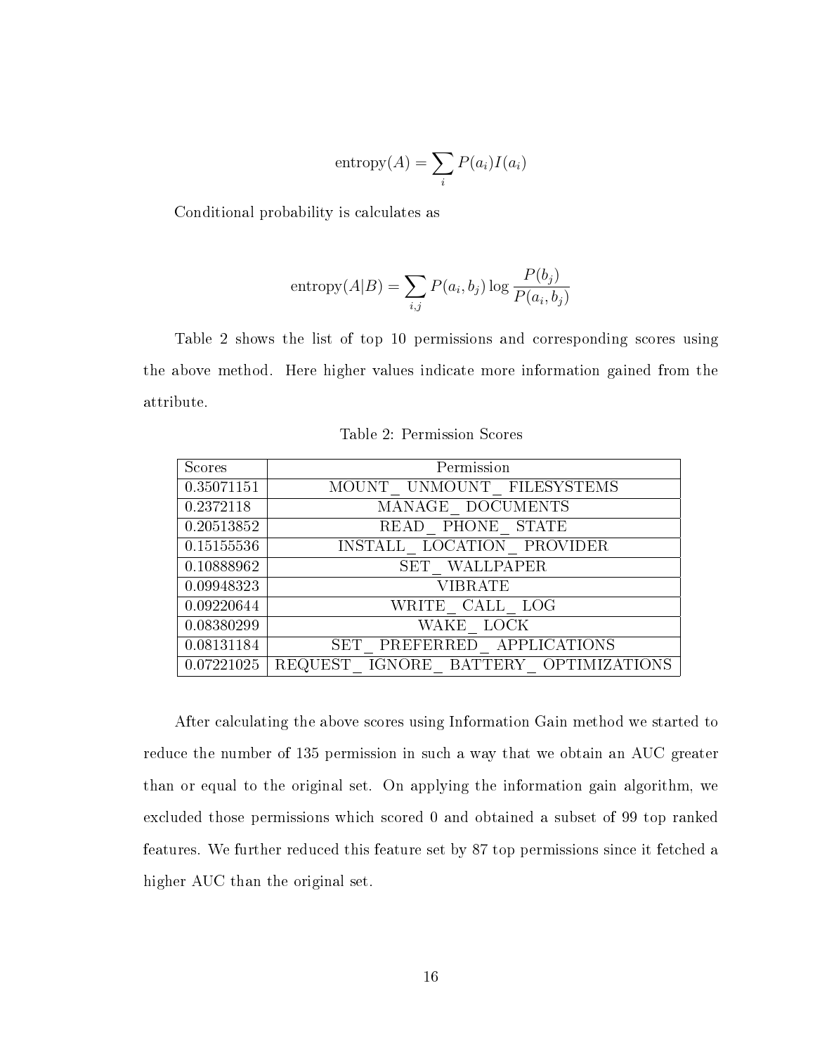$$\text{entropy}(A) = \sum_i P(a_i) I(a_i)$$

Conditional probability is calculates as

$$\text{entropy}(A|B) = \sum_{i,j} P(a_i, b_j) \log \frac{P(b_j)}{P(a_i, b_j)}$$

Table 2 shows the list of top 10 permissions and corresponding scores using the above method. Here higher values indicate more information gained from the attribute.

Table 2: Permission Scores

| Scores | Permission |
|---|---|
| 0.35071151 | MOUNT_ UNMOUNT_ FILESYSTEMS |
| 0.2372118 | MANAGE_ DOCUMENTS |
| 0.20513852 | READ_ PHONE_ STATE |
| 0.15155536 | INSTALL_ LOCATION_ PROVIDER |
| 0.10888962 | SET_ WALLPAPER |
| 0.09948323 | VIBRATE |
| 0.09220644 | WRITE_ CALL_ LOG |
| 0.08380299 | WAKE_ LOCK |
| 0.08131184 | SET_ PREFERRED_ APPLICATIONS |
| 0.07221025 | REQUEST_ IGNORE_ BATTERY_ OPTIMIZATIONS |

After calculating the above scores using Information Gain method we started to reduce the number of 135 permission in such a way that we obtain an AUC greater than or equal to the original set. On applying the information gain algorithm, we excluded those permissions which scored 0 and obtained a subset of 99 top ranked features. We further reduced this feature set by 87 top permissions since it fetched a higher AUC than the original set.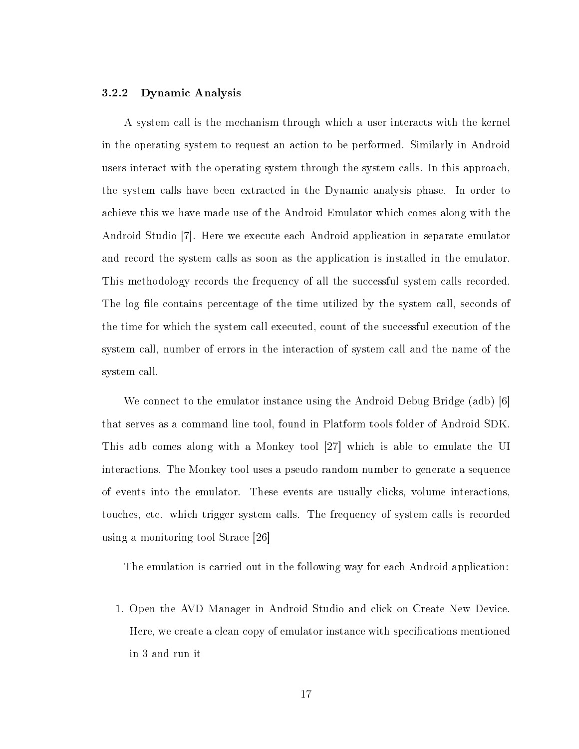### 3.2.2 Dynamic Analysis

A system call is the mechanism through which a user interacts with the kernel in the operating system to request an action to be performed. Similarly in Android users interact with the operating system through the system calls. In this approach, the system calls have been extracted in the Dynamic analysis phase. In order to achieve this we have made use of the Android Emulator which comes along with the Android Studio [7]. Here we execute each Android application in separate emulator and record the system calls as soon as the application is installed in the emulator. This methodology records the frequency of all the successful system calls recorded. The log file contains percentage of the time utilized by the system call, seconds of the time for which the system call executed, count of the successful execution of the system call, number of errors in the interaction of system call and the name of the system call.

We connect to the emulator instance using the Android Debug Bridge (adb) [6] that serves as a command line tool, found in Platform tools folder of Android SDK. This adb comes along with a Monkey tool [27] which is able to emulate the UI interactions. The Monkey tool uses a pseudo random number to generate a sequence of events into the emulator. These events are usually clicks, volume interactions, touches, etc. which trigger system calls. The frequency of system calls is recorded using a monitoring tool Strace [26]

The emulation is carried out in the following way for each Android application:

1. Open the AVD Manager in Android Studio and click on Create New Device. Here, we create a clean copy of emulator instance with specifications mentioned in 3 and run it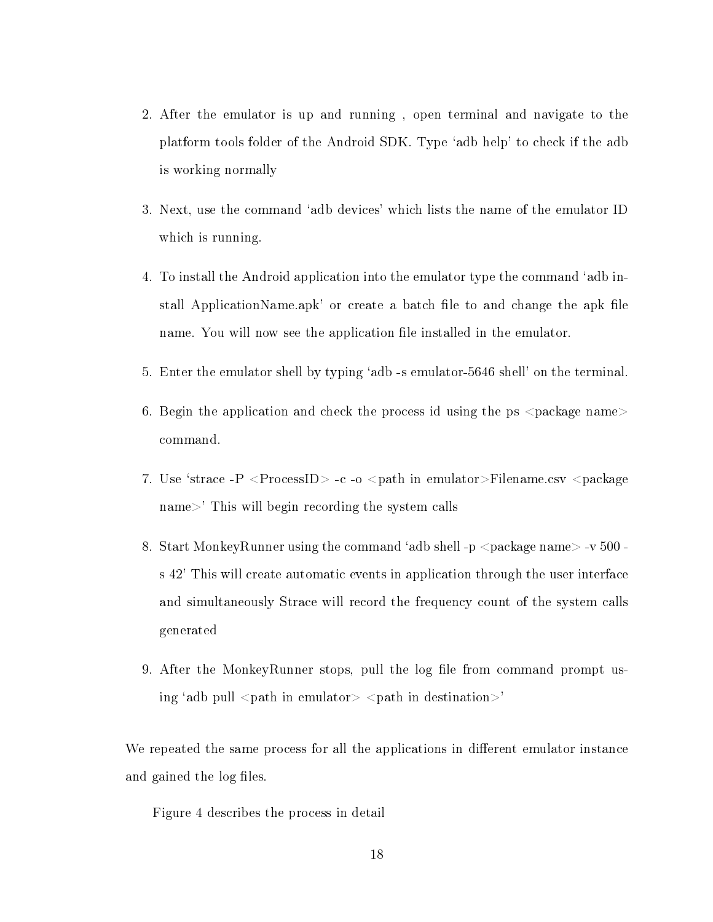2. After the emulator is up and running , open terminal and navigate to the platform tools folder of the Android SDK. Type 'adb help' to check if the adb is working normally

3. Next, use the command 'adb devices' which lists the name of the emulator ID which is running.

4. To install the Android application into the emulator type the command 'adb install ApplicationName.apk' or create a batch file to and change the apk file name. You will now see the application file installed in the emulator.

5. Enter the emulator shell by typing 'adb -s emulator-5646 shell' on the terminal.

6. Begin the application and check the process id using the ps <package name> command.

7. Use 'strace -P <ProcessID> -c -o <path in emulator>Filename.csv <package name>' This will begin recording the system calls

8. Start MonkeyRunner using the command 'adb shell -p <package name> -v 500 -s 42' This will create automatic events in application through the user interface and simultaneously Strace will record the frequency count of the system calls generated

9. After the MonkeyRunner stops, pull the log file from command prompt using 'adb pull <path in emulator> <path in destination>'

We repeated the same process for all the applications in different emulator instance and gained the log files.

Figure 4 describes the process in detail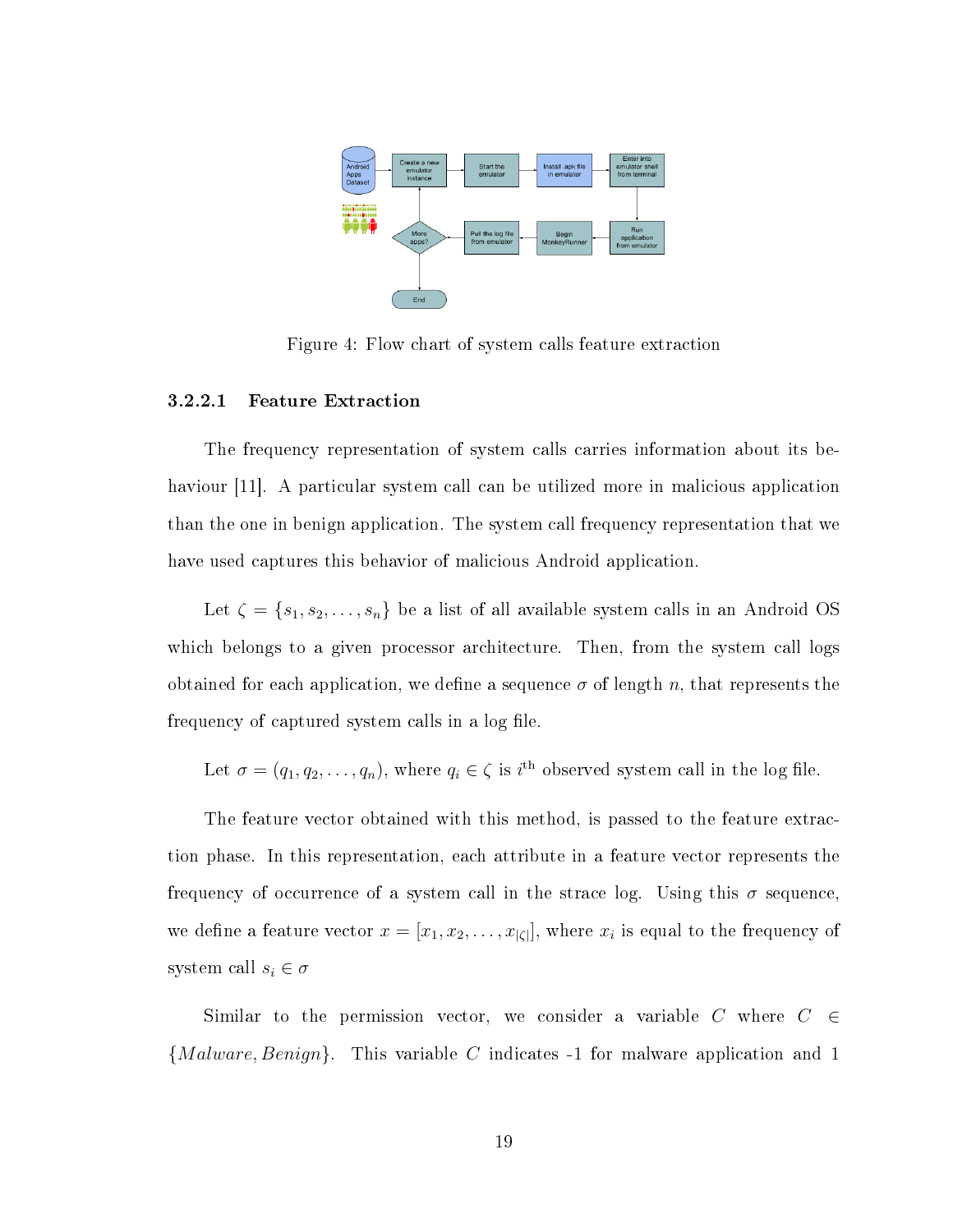Figure 4: Flow chart of system calls feature extraction

#### 3.2.2.1 Feature Extraction

The frequency representation of system calls carries information about its behaviour [11]. A particular system call can be utilized more in malicious application than the one in benign application. The system call frequency representation that we have used captures this behavior of malicious Android application.

Let $\zeta = \{s_1, s_2, \ldots, s_n\}$ be a list of all available system calls in an Android OS which belongs to a given processor architecture. Then, from the system call logs obtained for each application, we define a sequence $\sigma$ of length $n$, that represents the frequency of captured system calls in a log file.

Let $\sigma = (q_1, q_2, \ldots, q_n)$, where $q_i \in \zeta$ is $i^{\text{th}}$ observed system call in the log file.

The feature vector obtained with this method, is passed to the feature extraction phase. In this representation, each attribute in a feature vector represents the frequency of occurrence of a system call in the strace log. Using this $\sigma$ sequence, we define a feature vector $x = [x_1, x_2, \ldots, x_{|\zeta|}]$, where $x_i$ is equal to the frequency of system call $s_i \in \sigma$

Similar to the permission vector, we consider a variable $C$ where $C \in \{Malware, Benign\}$. This variable $C$ indicates -1 for malware application and 1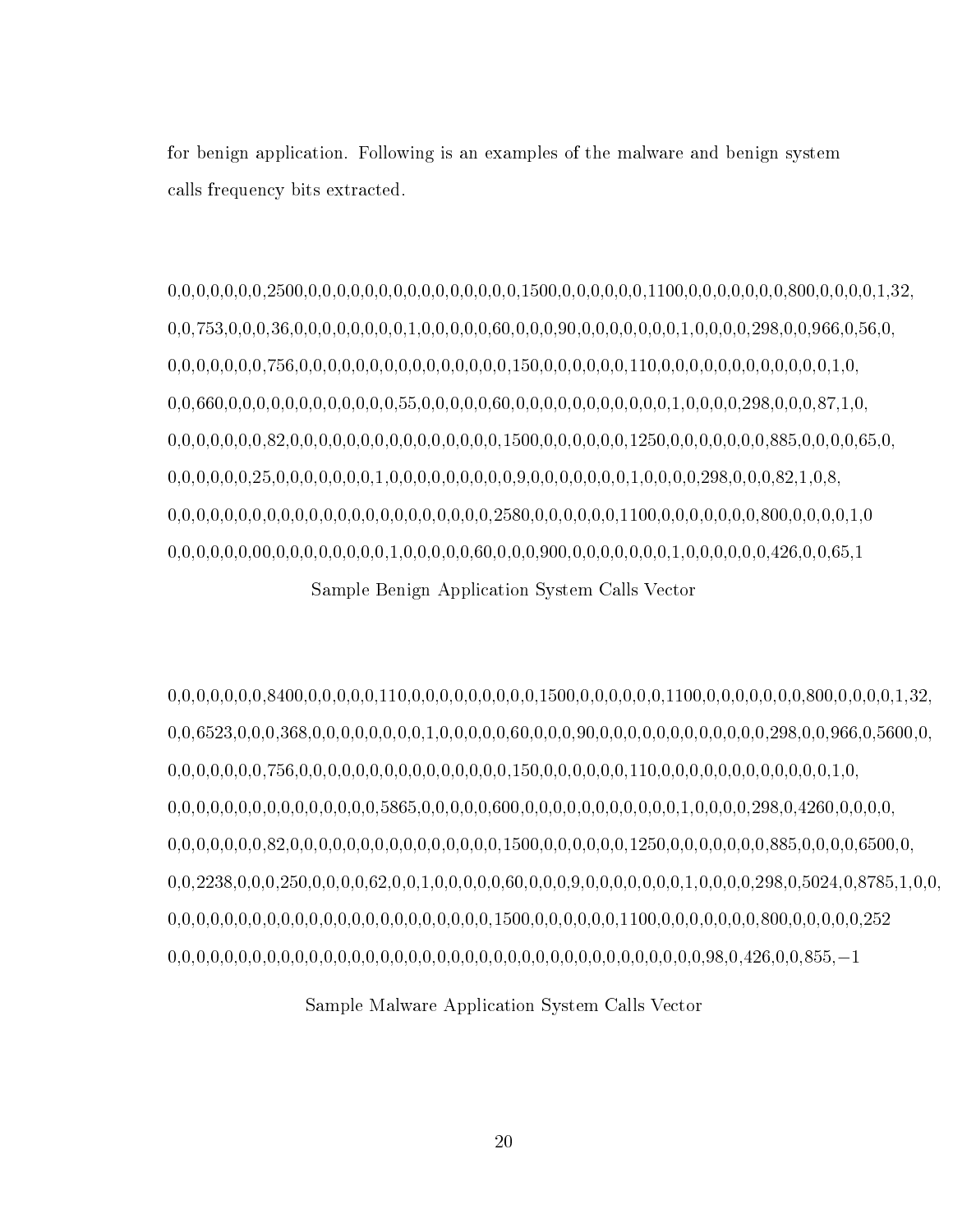for benign application. Following is an examples of the malware and benign system calls frequency bits extracted.

0,0,0,0,0,0,0,2500,0,0,0,0,0,0,0,0,0,0,0,0,0,0,0,0,0,0,1500,0,0,0,0,0,0,0,1100,0,0,0,0,0,0,0,0,800,0,0,0,0,0,1,32,
0,0,753,0,0,0,36,0,0,0,0,0,0,0,0,0,1,0,0,0,0,0,0,60,0,0,0,90,0,0,0,0,0,0,0,0,1,0,0,0,0,298,0,0,966,0,56,0,
0,0,0,0,0,0,0,756,0,0,0,0,0,0,0,0,0,0,0,0,0,0,0,0,0,0,150,0,0,0,0,0,0,0,110,0,0,0,0,0,0,0,0,0,0,0,0,0,0,0,1,0,
0,0,660,0,0,0,0,0,0,0,0,0,0,0,0,0,0,55,0,0,0,0,0,0,60,0,0,0,0,0,0,0,0,0,0,0,0,0,0,1,0,0,0,0,298,0,0,0,87,1,0,
0,0,0,0,0,0,0,82,0,0,0,0,0,0,0,0,0,0,0,0,0,0,0,0,0,0,1500,0,0,0,0,0,0,0,1250,0,0,0,0,0,0,0,0,885,0,0,0,0,65,0,
0,0,0,0,0,0,25,0,0,0,0,0,0,0,0,1,0,0,0,0,0,0,0,0,0,0,0,9,0,0,0,0,0,0,0,0,1,0,0,0,0,298,0,0,0,82,1,0,8,
0,0,0,0,0,0,0,0,0,0,0,0,0,0,0,0,0,0,0,0,0,0,0,0,0,0,0,0,0,2580,0,0,0,0,0,0,0,1100,0,0,0,0,0,0,0,0,800,0,0,0,0,1,0
0,0,0,0,0,0,0,00,0,0,0,0,0,0,0,0,0,1,0,0,0,0,0,0,60,0,0,0,900,0,0,0,0,0,0,0,0,1,0,0,0,0,0,0,0,426,0,0,65,1

Sample Benign Application System Calls Vector

0,0,0,0,0,0,0,8400,0,0,0,0,0,0,110,0,0,0,0,0,0,0,0,0,0,0,1500,0,0,0,0,0,0,0,1100,0,0,0,0,0,0,0,0,800,0,0,0,0,0,1,32,
0,0,6523,0,0,0,368,0,0,0,0,0,0,0,0,0,1,0,0,0,0,0,0,60,0,0,0,90,0,0,0,0,0,0,0,0,0,0,0,0,0,0,298,0,0,966,0,5600,0,
0,0,0,0,0,0,0,756,0,0,0,0,0,0,0,0,0,0,0,0,0,0,0,0,0,0,150,0,0,0,0,0,0,0,110,0,0,0,0,0,0,0,0,0,0,0,0,0,0,0,1,0,
0,0,0,0,0,0,0,0,0,0,0,0,0,0,0,0,0,5865,0,0,0,0,0,0,600,0,0,0,0,0,0,0,0,0,0,0,0,0,0,1,0,0,0,0,298,0,4260,0,0,0,0,
0,0,0,0,0,0,0,82,0,0,0,0,0,0,0,0,0,0,0,0,0,0,0,0,0,0,1500,0,0,0,0,0,0,0,1250,0,0,0,0,0,0,0,0,885,0,0,0,0,6500,0,
0,0,2238,0,0,0,250,0,0,0,0,62,0,0,1,0,0,0,0,0,0,60,0,0,0,9,0,0,0,0,0,0,0,0,1,0,0,0,0,298,0,5024,0,8785,1,0,0,
0,0,0,0,0,0,0,0,0,0,0,0,0,0,0,0,0,0,0,0,0,0,0,0,0,0,0,0,0,1500,0,0,0,0,0,0,0,1100,0,0,0,0,0,0,0,0,800,0,0,0,0,0,252
0,0,0,0,0,0,0,0,0,0,0,0,0,0,0,0,0,0,0,0,0,0,0,0,0,0,0,0,0,0,0,0,0,0,0,0,0,0,0,0,0,0,0,0,0,0,0,0,0,98,0,426,0,0,855,−1

Sample Malware Application System Calls Vector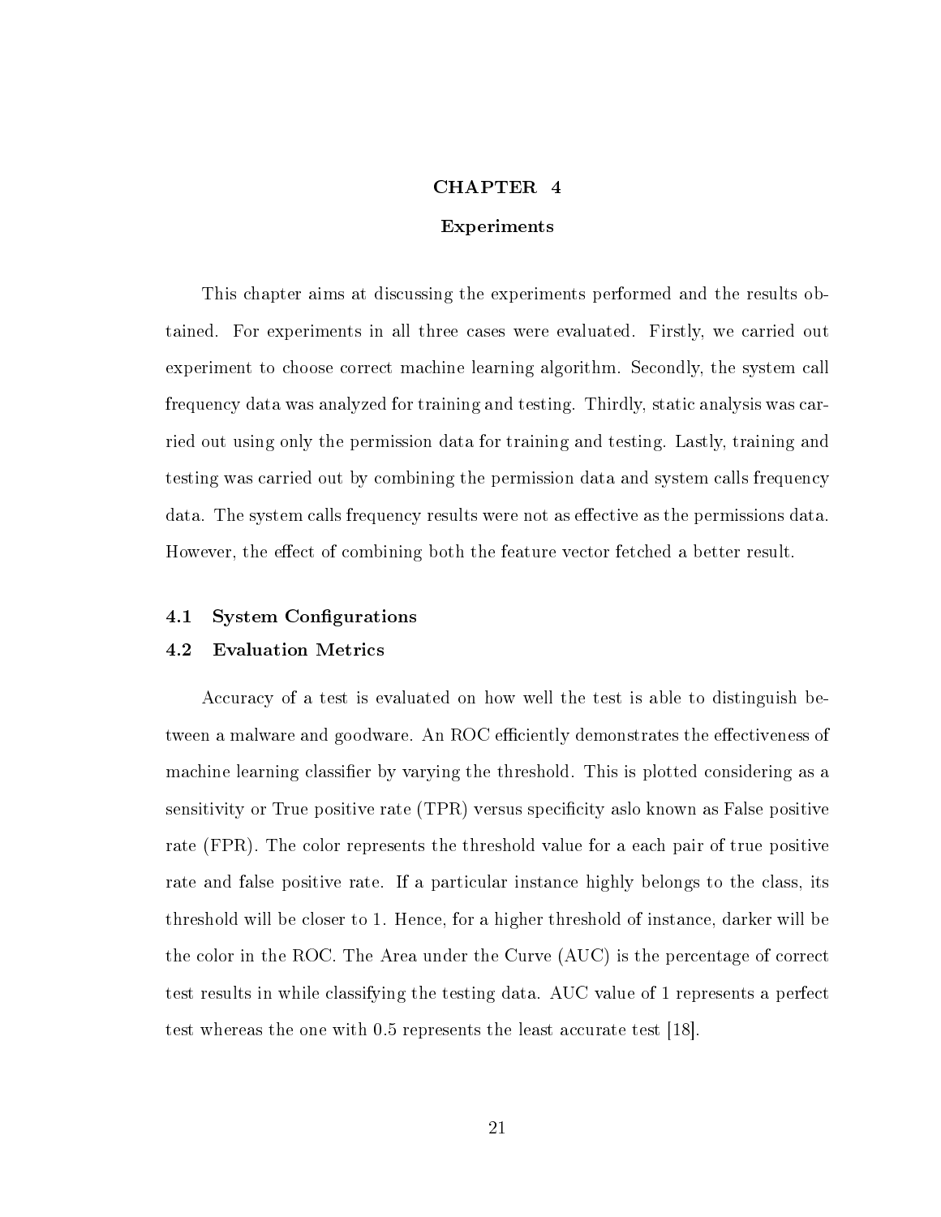# CHAPTER 4

## Experiments

This chapter aims at discussing the experiments performed and the results obtained. For experiments in all three cases were evaluated. Firstly, we carried out experiment to choose correct machine learning algorithm. Secondly, the system call frequency data was analyzed for training and testing. Thirdly, static analysis was carried out using only the permission data for training and testing. Lastly, training and testing was carried out by combining the permission data and system calls frequency data. The system calls frequency results were not as effective as the permissions data. However, the effect of combining both the feature vector fetched a better result.

### 4.1 System Configurations

### 4.2 Evaluation Metrics

Accuracy of a test is evaluated on how well the test is able to distinguish between a malware and goodware. An ROC efficiently demonstrates the effectiveness of machine learning classifier by varying the threshold. This is plotted considering as a sensitivity or True positive rate (TPR) versus specificity aslo known as False positive rate (FPR). The color represents the threshold value for a each pair of true positive rate and false positive rate. If a particular instance highly belongs to the class, its threshold will be closer to 1. Hence, for a higher threshold of instance, darker will be the color in the ROC. The Area under the Curve (AUC) is the percentage of correct test results in while classifying the testing data. AUC value of 1 represents a perfect test whereas the one with 0.5 represents the least accurate test [18].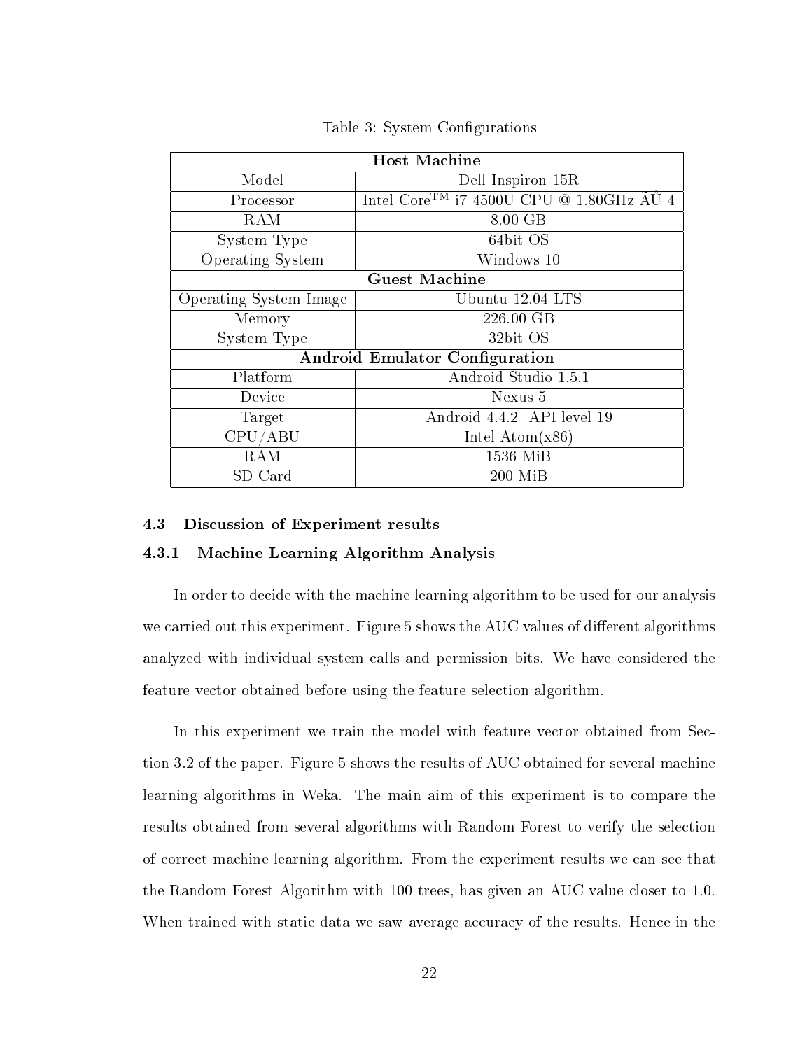Table 3: System Configurations

| **Host Machine** | |
|---|---|
| Model | Dell Inspiron 15R |
| Processor | Intel Core$^{TM}$ i7-4500U CPU @ 1.80GHz ÃŮ 4 |
| RAM | 8.00 GB |
| System Type | 64bit OS |
| Operating System | Windows 10 |
| **Guest Machine** | |
| Operating System Image | Ubuntu 12.04 LTS |
| Memory | 226.00 GB |
| System Type | 32bit OS |
| **Android Emulator Configuration** | |
| Platform | Android Studio 1.5.1 |
| Device | Nexus 5 |
| Target | Android 4.4.2- API level 19 |
| CPU/ABU | Intel Atom(x86) |
| RAM | 1536 MiB |
| SD Card | 200 MiB |

### 4.3 Discussion of Experiment results

#### 4.3.1 Machine Learning Algorithm Analysis

In order to decide with the machine learning algorithm to be used for our analysis we carried out this experiment. Figure 5 shows the AUC values of different algorithms analyzed with individual system calls and permission bits. We have considered the feature vector obtained before using the feature selection algorithm.

In this experiment we train the model with feature vector obtained from Section 3.2 of the paper. Figure 5 shows the results of AUC obtained for several machine learning algorithms in Weka. The main aim of this experiment is to compare the results obtained from several algorithms with Random Forest to verify the selection of correct machine learning algorithm. From the experiment results we can see that the Random Forest Algorithm with 100 trees, has given an AUC value closer to 1.0. When trained with static data we saw average accuracy of the results. Hence in the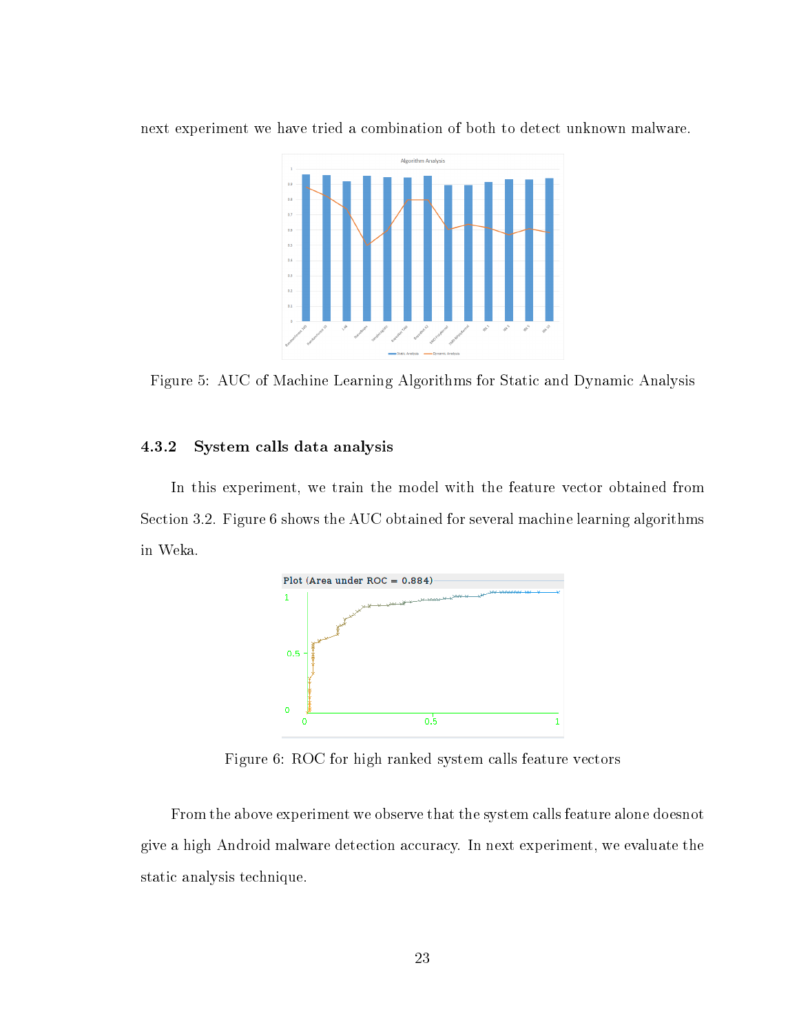next experiment we have tried a combination of both to detect unknown malware.

Figure 5: AUC of Machine Learning Algorithms for Static and Dynamic Analysis

### 4.3.2 System calls data analysis

In this experiment, we train the model with the feature vector obtained from Section 3.2. Figure 6 shows the AUC obtained for several machine learning algorithms in Weka.

Figure 6: ROC for high ranked system calls feature vectors

From the above experiment we observe that the system calls feature alone doesnot give a high Android malware detection accuracy. In next experiment, we evaluate the static analysis technique.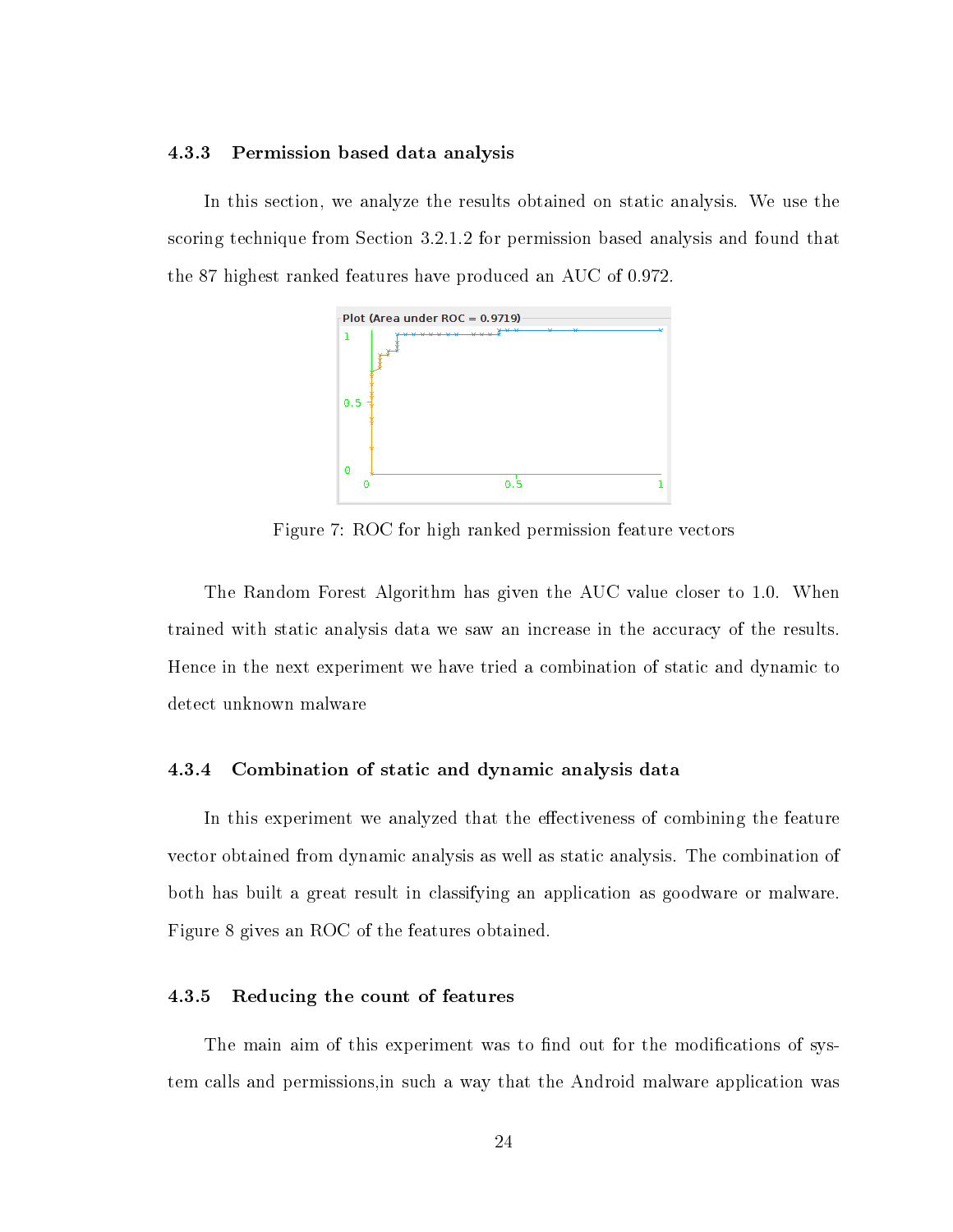### 4.3.3 Permission based data analysis

In this section, we analyze the results obtained on static analysis. We use the scoring technique from Section 3.2.1.2 for permission based analysis and found that the 87 highest ranked features have produced an AUC of 0.972.

Figure 7: ROC for high ranked permission feature vectors

The Random Forest Algorithm has given the AUC value closer to 1.0. When trained with static analysis data we saw an increase in the accuracy of the results. Hence in the next experiment we have tried a combination of static and dynamic to detect unknown malware

### 4.3.4 Combination of static and dynamic analysis data

In this experiment we analyzed that the effectiveness of combining the feature vector obtained from dynamic analysis as well as static analysis. The combination of both has built a great result in classifying an application as goodware or malware. Figure 8 gives an ROC of the features obtained.

### 4.3.5 Reducing the count of features

The main aim of this experiment was to find out for the modifications of system calls and permissions,in such a way that the Android malware application was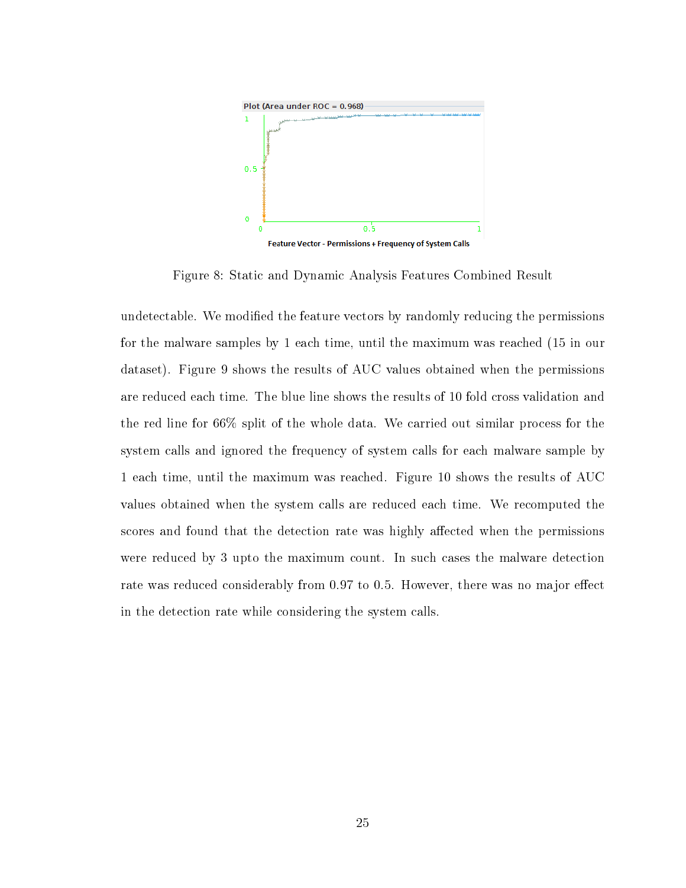Figure 8: Static and Dynamic Analysis Features Combined Result

undetectable. We modified the feature vectors by randomly reducing the permissions for the malware samples by 1 each time, until the maximum was reached (15 in our dataset). Figure 9 shows the results of AUC values obtained when the permissions are reduced each time. The blue line shows the results of 10 fold cross validation and the red line for 66% split of the whole data. We carried out similar process for the system calls and ignored the frequency of system calls for each malware sample by 1 each time, until the maximum was reached. Figure 10 shows the results of AUC values obtained when the system calls are reduced each time. We recomputed the scores and found that the detection rate was highly affected when the permissions were reduced by 3 upto the maximum count. In such cases the malware detection rate was reduced considerably from 0.97 to 0.5. However, there was no major effect in the detection rate while considering the system calls.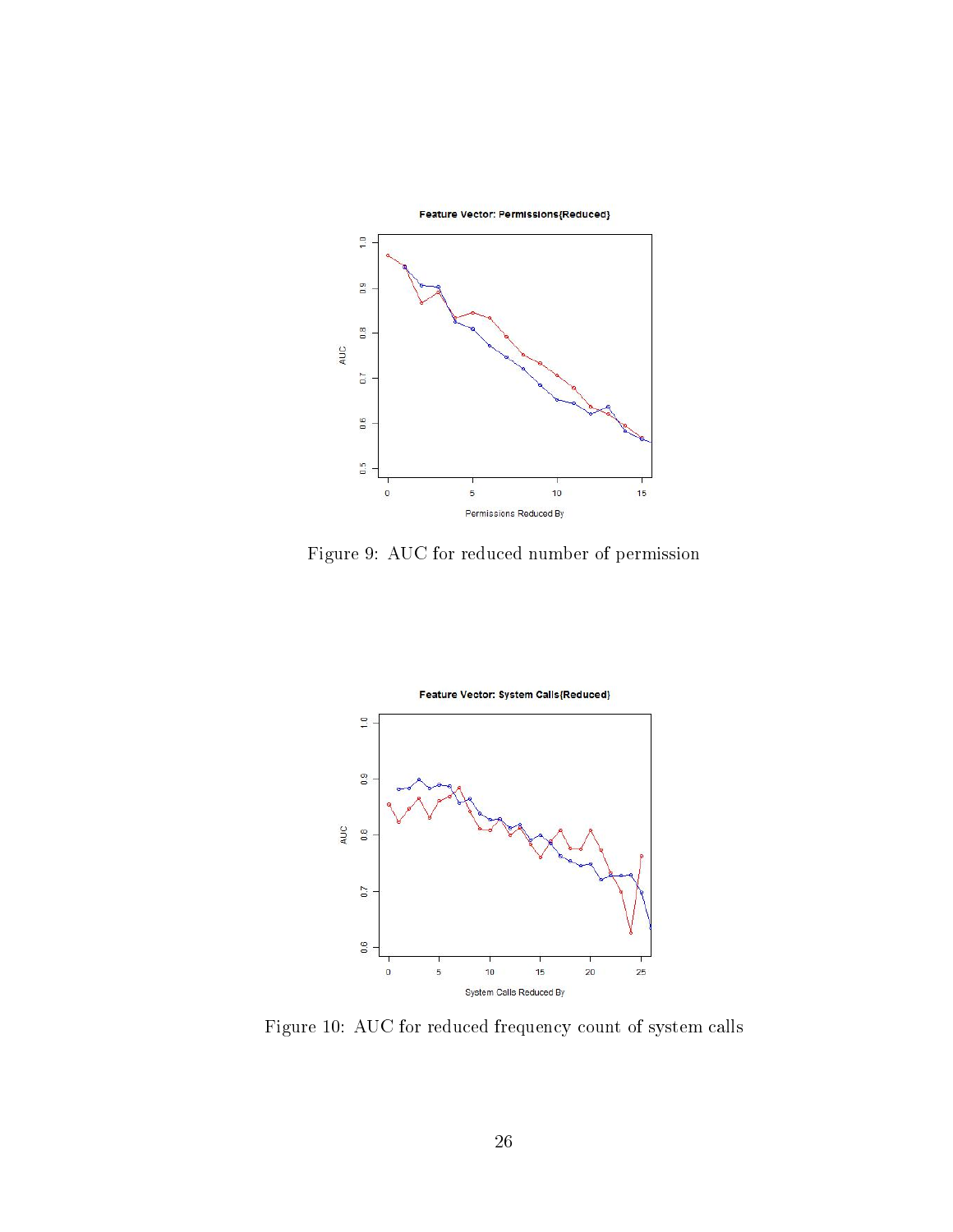Figure 9: AUC for reduced number of permission

Figure 10: AUC for reduced frequency count of system calls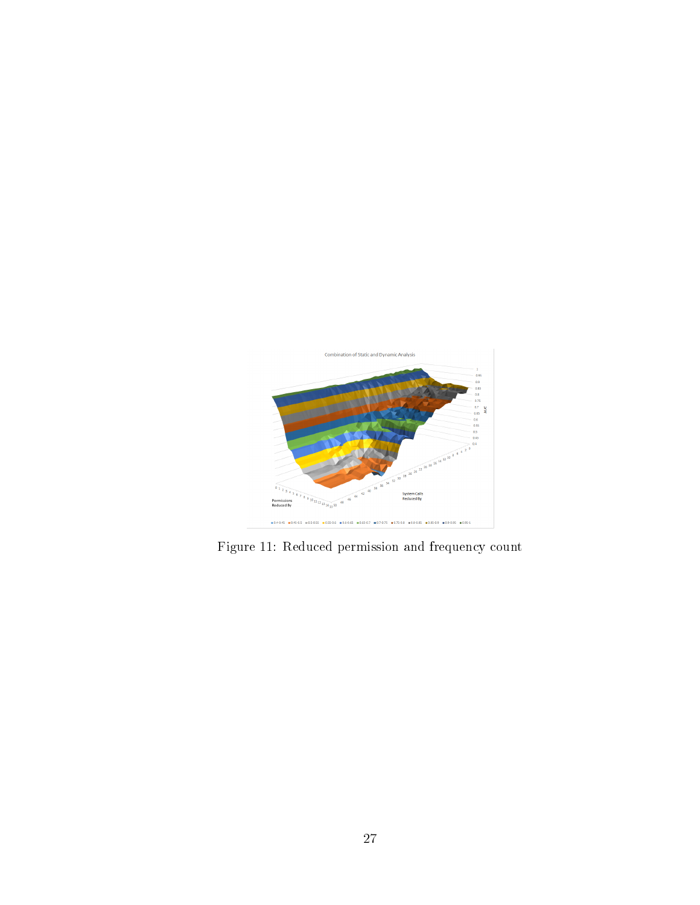Figure 11: Reduced permission and frequency count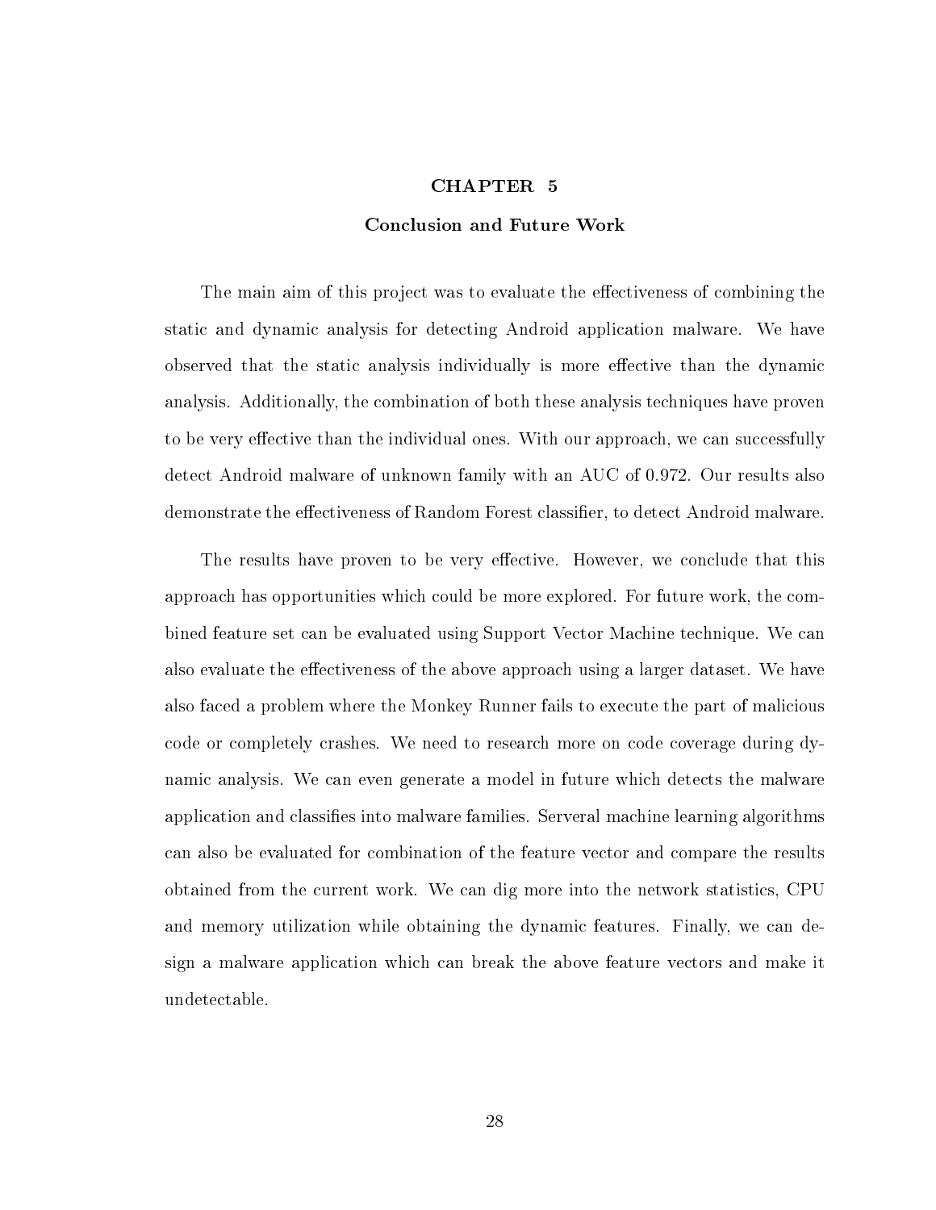# CHAPTER 5

## Conclusion and Future Work

The main aim of this project was to evaluate the effectiveness of combining the static and dynamic analysis for detecting Android application malware. We have observed that the static analysis individually is more effective than the dynamic analysis. Additionally, the combination of both these analysis techniques have proven to be very effective than the individual ones. With our approach, we can successfully detect Android malware of unknown family with an AUC of 0.972. Our results also demonstrate the effectiveness of Random Forest classifier, to detect Android malware.

The results have proven to be very effective. However, we conclude that this approach has opportunities which could be more explored. For future work, the combined feature set can be evaluated using Support Vector Machine technique. We can also evaluate the effectiveness of the above approach using a larger dataset. We have also faced a problem where the Monkey Runner fails to execute the part of malicious code or completely crashes. We need to research more on code coverage during dynamic analysis. We can even generate a model in future which detects the malware application and classifies into malware families. Serveral machine learning algorithms can also be evaluated for combination of the feature vector and compare the results obtained from the current work. We can dig more into the network statistics, CPU and memory utilization while obtaining the dynamic features. Finally, we can design a malware application which can break the above feature vectors and make it undetectable.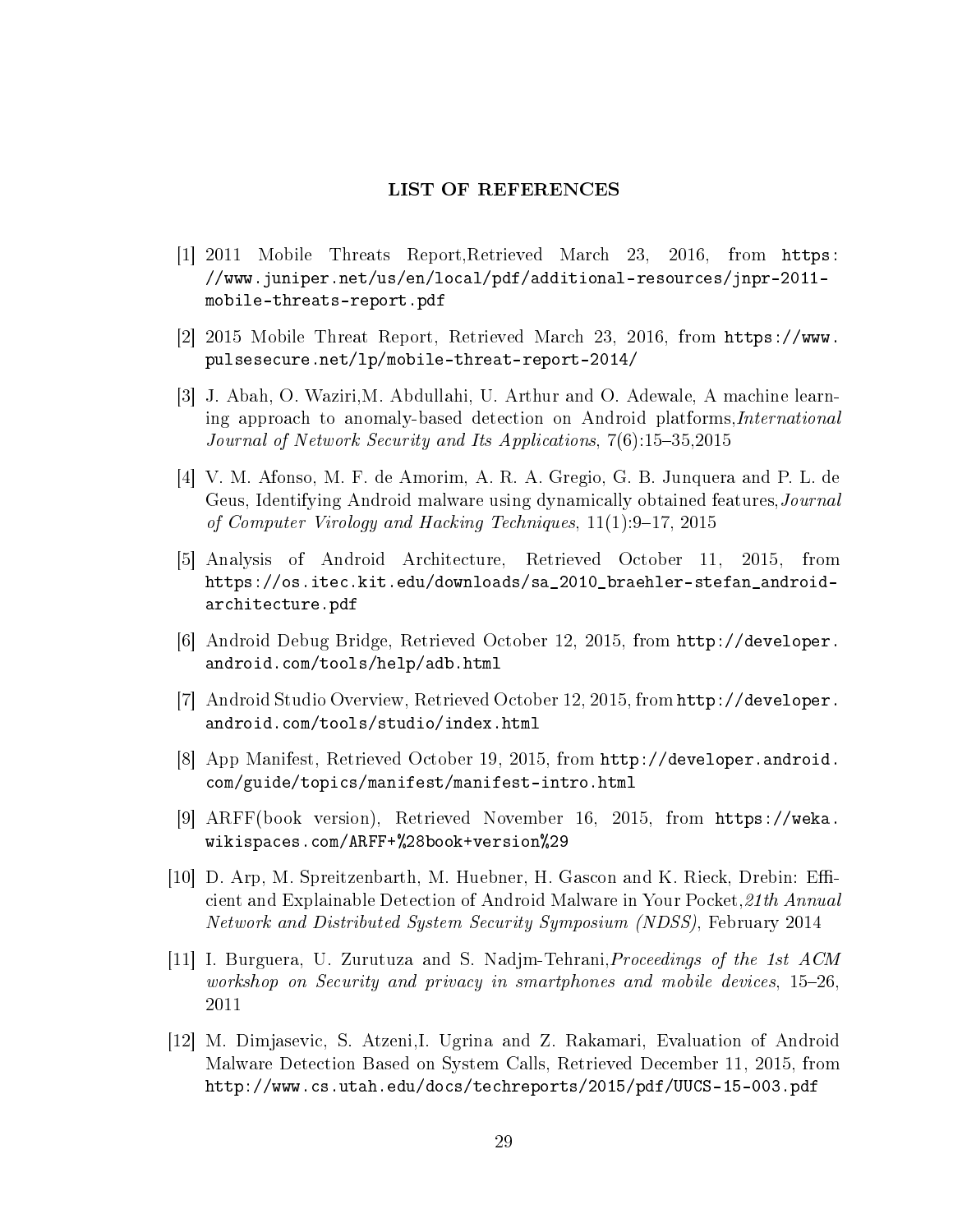## LIST OF REFERENCES

[1] 2011 Mobile Threats Report,Retrieved March 23, 2016, from https://www.juniper.net/us/en/local/pdf/additional-resources/jnpr-2011-mobile-threats-report.pdf

[2] 2015 Mobile Threat Report, Retrieved March 23, 2016, from https://www.pulsesecure.net/lp/mobile-threat-report-2014/

[3] J. Abah, O. Waziri,M. Abdullahi, U. Arthur and O. Adewale, A machine learning approach to anomaly-based detection on Android platforms,*International Journal of Network Security and Its Applications*, 7(6):15–35,2015

[4] V. M. Afonso, M. F. de Amorim, A. R. A. Gregio, G. B. Junquera and P. L. de Geus, Identifying Android malware using dynamically obtained features,*Journal of Computer Virology and Hacking Techniques*, 11(1):9–17, 2015

[5] Analysis of Android Architecture, Retrieved October 11, 2015, from https://os.itec.kit.edu/downloads/sa_2010_braehler-stefan_android-architecture.pdf

[6] Android Debug Bridge, Retrieved October 12, 2015, from http://developer.android.com/tools/help/adb.html

[7] Android Studio Overview, Retrieved October 12, 2015, from http://developer.android.com/tools/studio/index.html

[8] App Manifest, Retrieved October 19, 2015, from http://developer.android.com/guide/topics/manifest/manifest-intro.html

[9] ARFF(book version), Retrieved November 16, 2015, from https://weka.wikispaces.com/ARFF+%28book+version%29

[10] D. Arp, M. Spreitzenbarth, M. Huebner, H. Gascon and K. Rieck, Drebin: Efficient and Explainable Detection of Android Malware in Your Pocket,*21th Annual Network and Distributed System Security Symposium (NDSS)*, February 2014

[11] I. Burguera, U. Zurutuza and S. Nadjm-Tehrani,*Proceedings of the 1st ACM workshop on Security and privacy in smartphones and mobile devices*, 15–26, 2011

[12] M. Dimjasevic, S. Atzeni,I. Ugrina and Z. Rakamari, Evaluation of Android Malware Detection Based on System Calls, Retrieved December 11, 2015, from http://www.cs.utah.edu/docs/techreports/2015/pdf/UUCS-15-003.pdf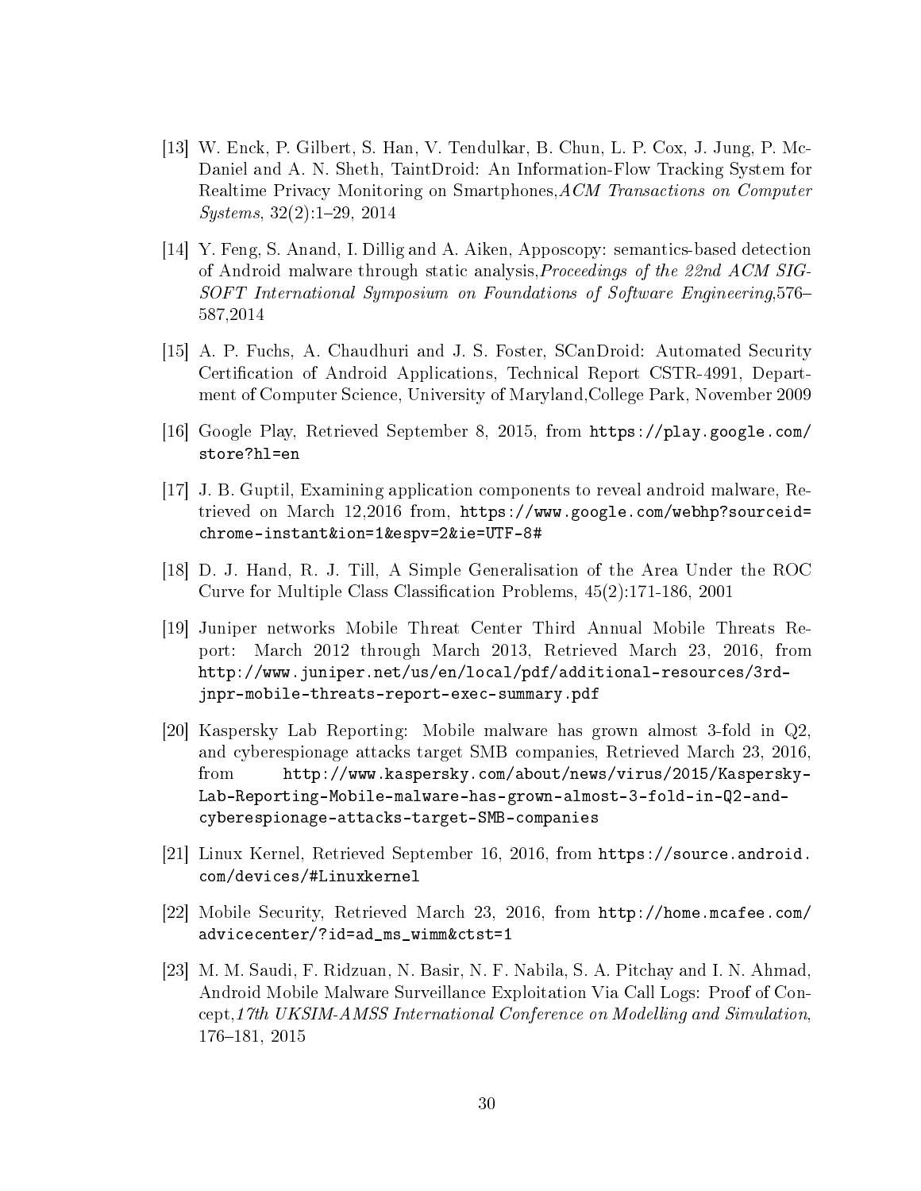[13] W. Enck, P. Gilbert, S. Han, V. Tendulkar, B. Chun, L. P. Cox, J. Jung, P. McDaniel and A. N. Sheth, TaintDroid: An Information-Flow Tracking System for Realtime Privacy Monitoring on Smartphones,*ACM Transactions on Computer Systems*, 32(2):1–29, 2014

[14] Y. Feng, S. Anand, I. Dillig and A. Aiken, Apposcopy: semantics-based detection of Android malware through static analysis,*Proceedings of the 22nd ACM SIGSOFT International Symposium on Foundations of Software Engineering*,576–587,2014

[15] A. P. Fuchs, A. Chaudhuri and J. S. Foster, SCanDroid: Automated Security Certification of Android Applications, Technical Report CSTR-4991, Department of Computer Science, University of Maryland,College Park, November 2009

[16] Google Play, Retrieved September 8, 2015, from `https://play.google.com/store?hl=en`

[17] J. B. Guptil, Examining application components to reveal android malware, Retrieved on March 12,2016 from, `https://www.google.com/webhp?sourceid=chrome-instant&ion=1&espv=2&ie=UTF-8#`

[18] D. J. Hand, R. J. Till, A Simple Generalisation of the Area Under the ROC Curve for Multiple Class Classification Problems, 45(2):171-186, 2001

[19] Juniper networks Mobile Threat Center Third Annual Mobile Threats Report: March 2012 through March 2013, Retrieved March 23, 2016, from `http://www.juniper.net/us/en/local/pdf/additional-resources/3rd-jnpr-mobile-threats-report-exec-summary.pdf`

[20] Kaspersky Lab Reporting: Mobile malware has grown almost 3-fold in Q2, and cyberespionage attacks target SMB companies, Retrieved March 23, 2016, from `http://www.kaspersky.com/about/news/virus/2015/Kaspersky-Lab-Reporting-Mobile-malware-has-grown-almost-3-fold-in-Q2-and-cyberespionage-attacks-target-SMB-companies`

[21] Linux Kernel, Retrieved September 16, 2016, from `https://source.android.com/devices/#Linuxkernel`

[22] Mobile Security, Retrieved March 23, 2016, from `http://home.mcafee.com/advicecenter/?id=ad_ms_wimm&ctst=1`

[23] M. M. Saudi, F. Ridzuan, N. Basir, N. F. Nabila, S. A. Pitchay and I. N. Ahmad, Android Mobile Malware Surveillance Exploitation Via Call Logs: Proof of Concept,*17th UKSIM-AMSS International Conference on Modelling and Simulation*, 176–181, 2015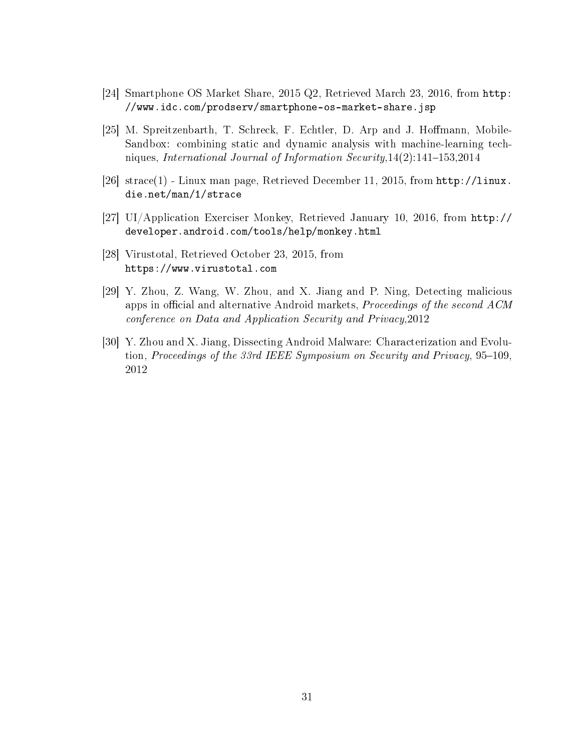[24] Smartphone OS Market Share, 2015 Q2, Retrieved March 23, 2016, from `http://www.idc.com/prodserv/smartphone-os-market-share.jsp`

[25] M. Spreitzenbarth, T. Schreck, F. Echtler, D. Arp and J. Hoffmann, Mobile-Sandbox: combining static and dynamic analysis with machine-learning techniques, *International Journal of Information Security*,14(2):141–153,2014

[26] strace(1) - Linux man page, Retrieved December 11, 2015, from `http://linux.die.net/man/1/strace`

[27] UI/Application Exerciser Monkey, Retrieved January 10, 2016, from `http://developer.android.com/tools/help/monkey.html`

[28] Virustotal, Retrieved October 23, 2015, from `https://www.virustotal.com`

[29] Y. Zhou, Z. Wang, W. Zhou, and X. Jiang and P. Ning, Detecting malicious apps in official and alternative Android markets, *Proceedings of the second ACM conference on Data and Application Security and Privacy*,2012

[30] Y. Zhou and X. Jiang, Dissecting Android Malware: Characterization and Evolution, *Proceedings of the 33rd IEEE Symposium on Security and Privacy*, 95–109, 2012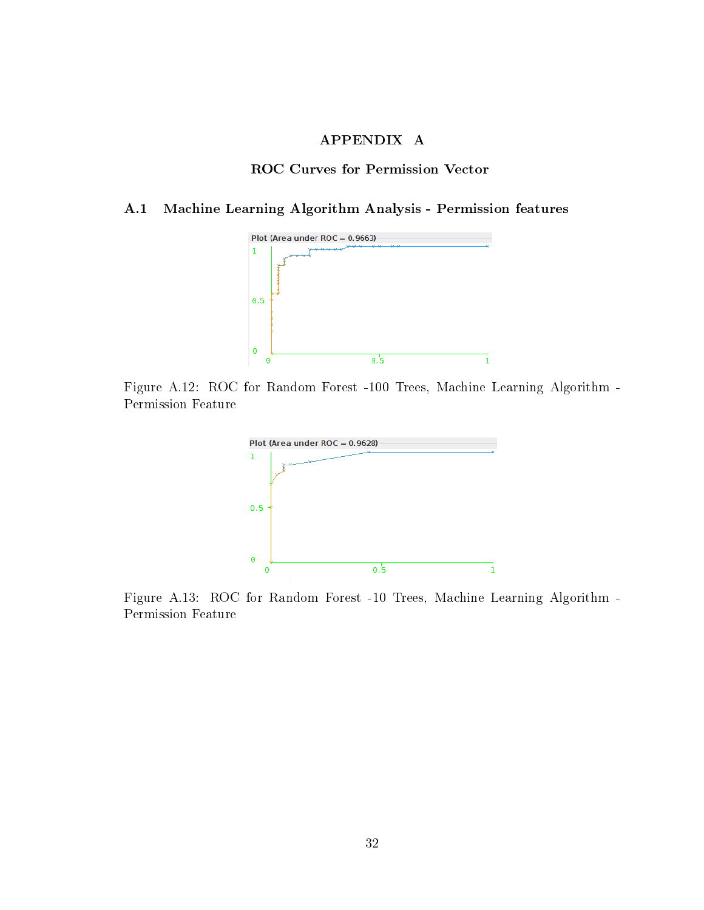# APPENDIX A

## ROC Curves for Permission Vector

### A.1 Machine Learning Algorithm Analysis - Permission features

Figure A.12: ROC for Random Forest -100 Trees, Machine Learning Algorithm - Permission Feature

Figure A.13: ROC for Random Forest -10 Trees, Machine Learning Algorithm - Permission Feature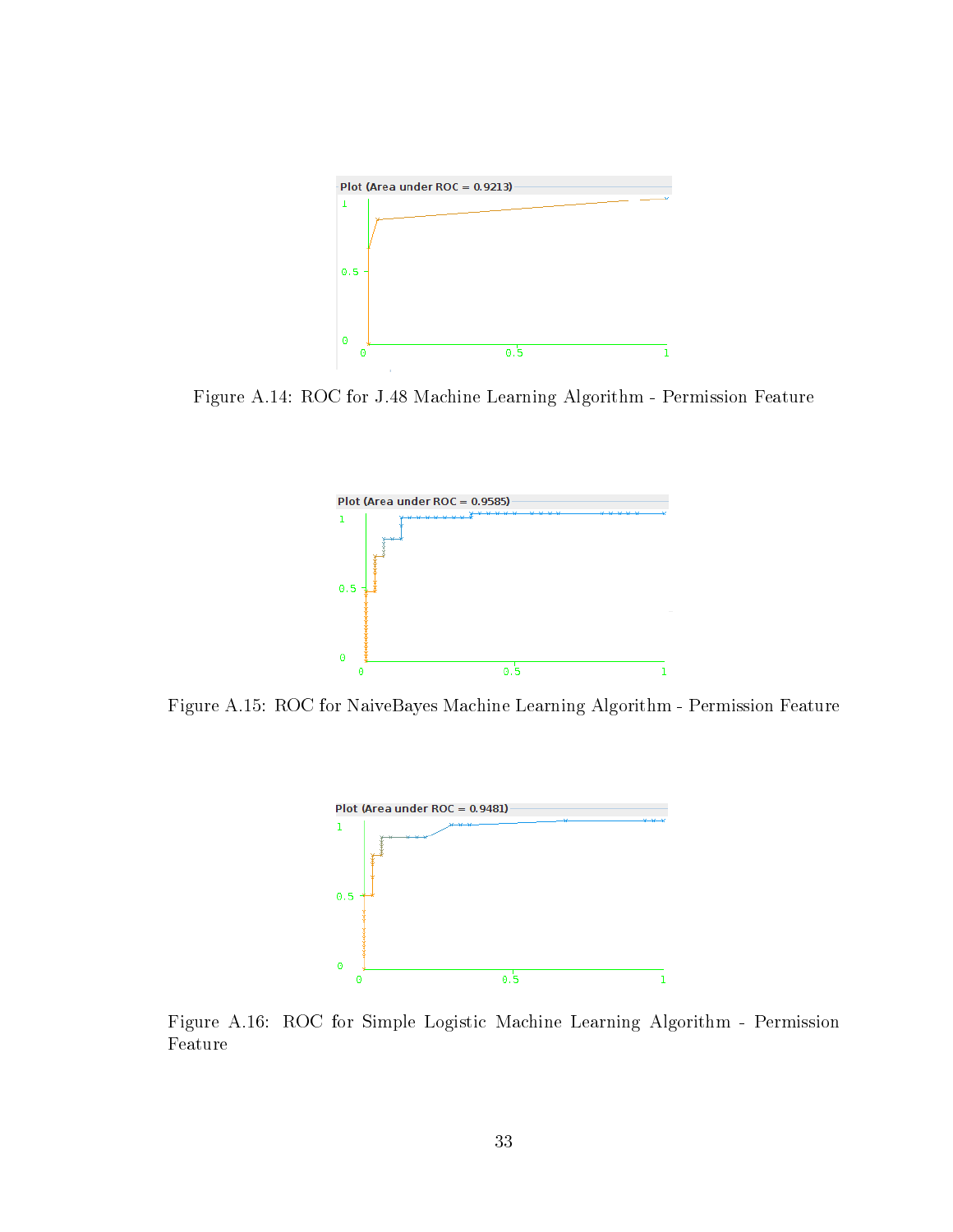Plot (Area under ROC = 0.9213)

Figure A.14: ROC for J.48 Machine Learning Algorithm - Permission Feature

Plot (Area under ROC = 0.9585)

Figure A.15: ROC for NaiveBayes Machine Learning Algorithm - Permission Feature

Plot (Area under ROC = 0.9481)

Figure A.16: ROC for Simple Logistic Machine Learning Algorithm - Permission Feature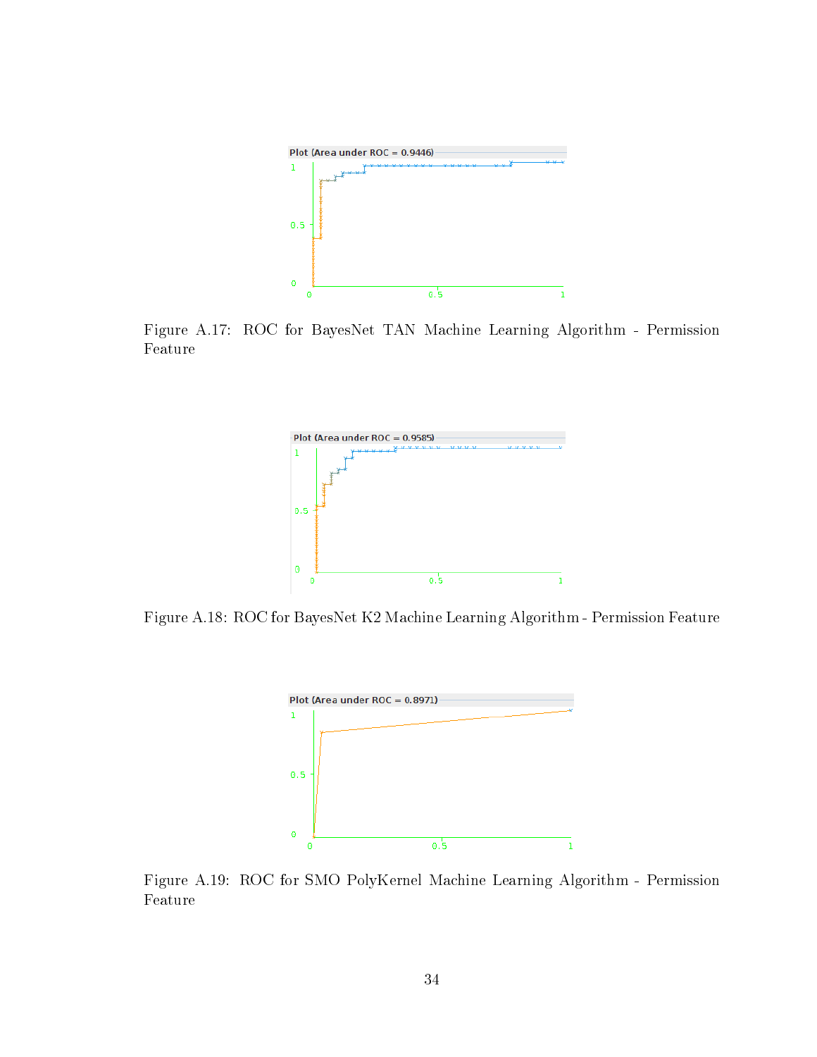Figure A.17: ROC for BayesNet TAN Machine Learning Algorithm - Permission Feature

Figure A.18: ROC for BayesNet K2 Machine Learning Algorithm - Permission Feature

Figure A.19: ROC for SMO PolyKernel Machine Learning Algorithm - Permission Feature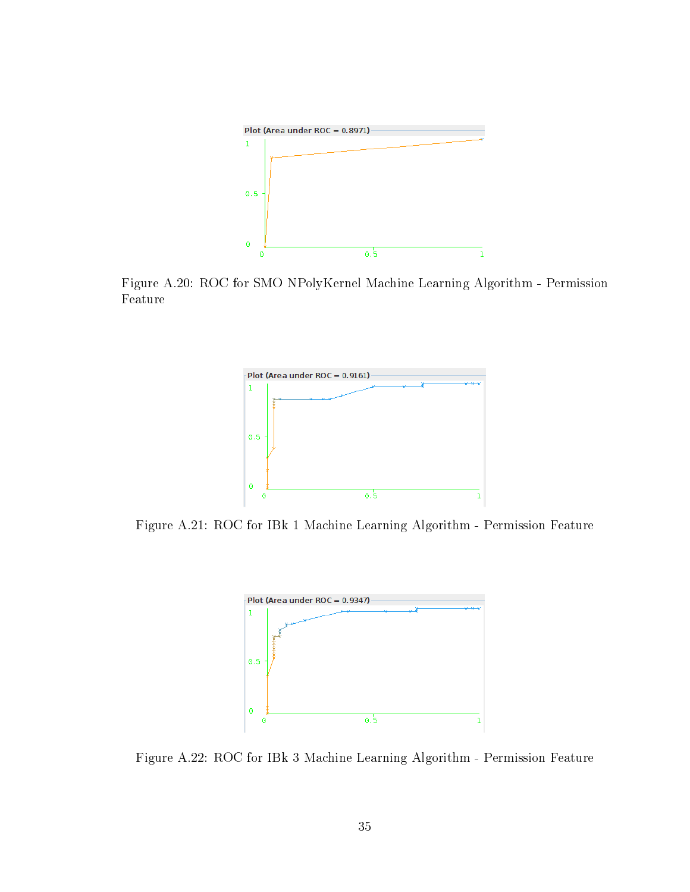Figure A.20: ROC for SMO NPolyKernel Machine Learning Algorithm - Permission Feature

Figure A.21: ROC for IBk 1 Machine Learning Algorithm - Permission Feature

Figure A.22: ROC for IBk 3 Machine Learning Algorithm - Permission Feature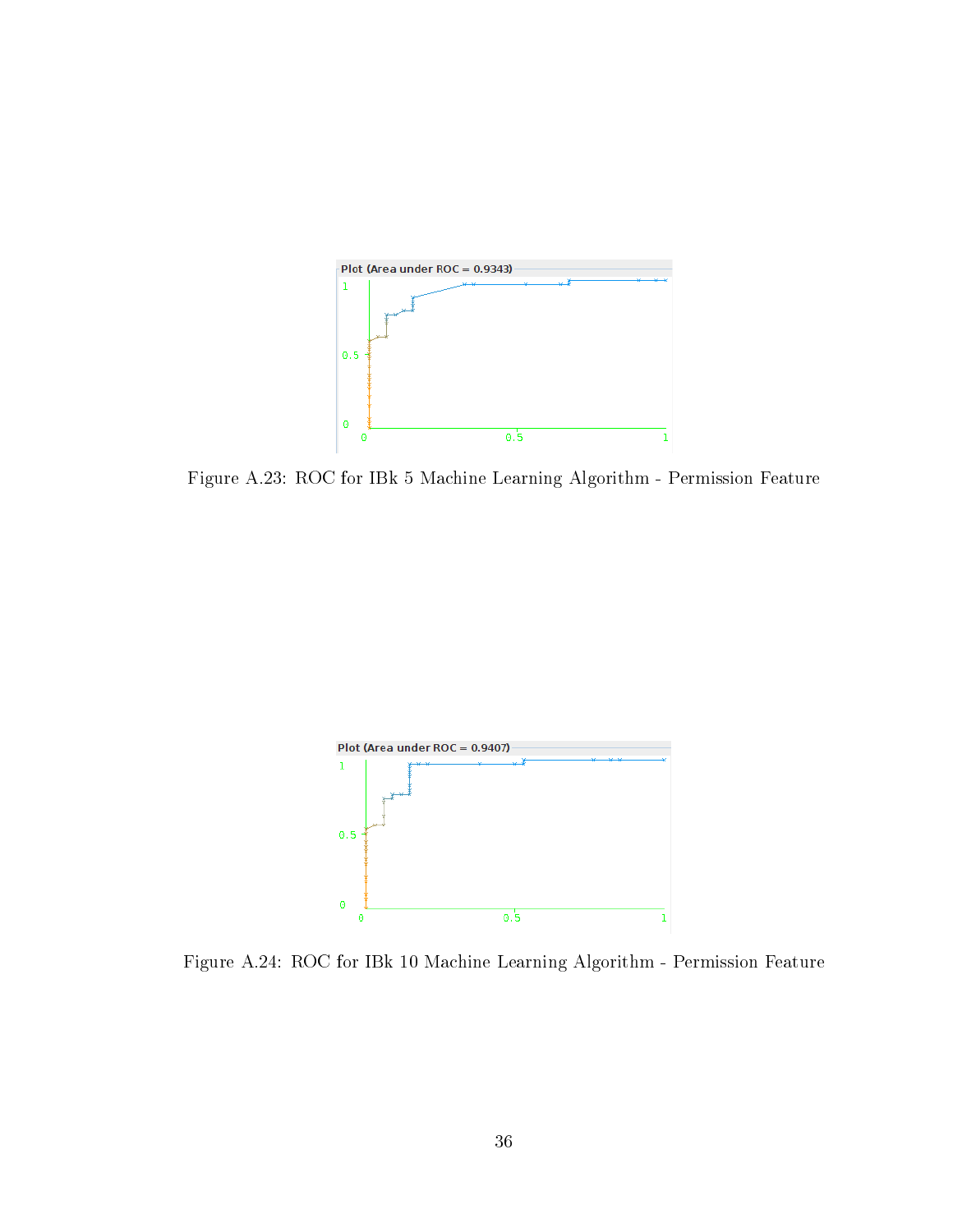Plot (Area under ROC = 0.9343)

Figure A.23: ROC for IBk 5 Machine Learning Algorithm - Permission Feature

Plot (Area under ROC = 0.9407)

Figure A.24: ROC for IBk 10 Machine Learning Algorithm - Permission Feature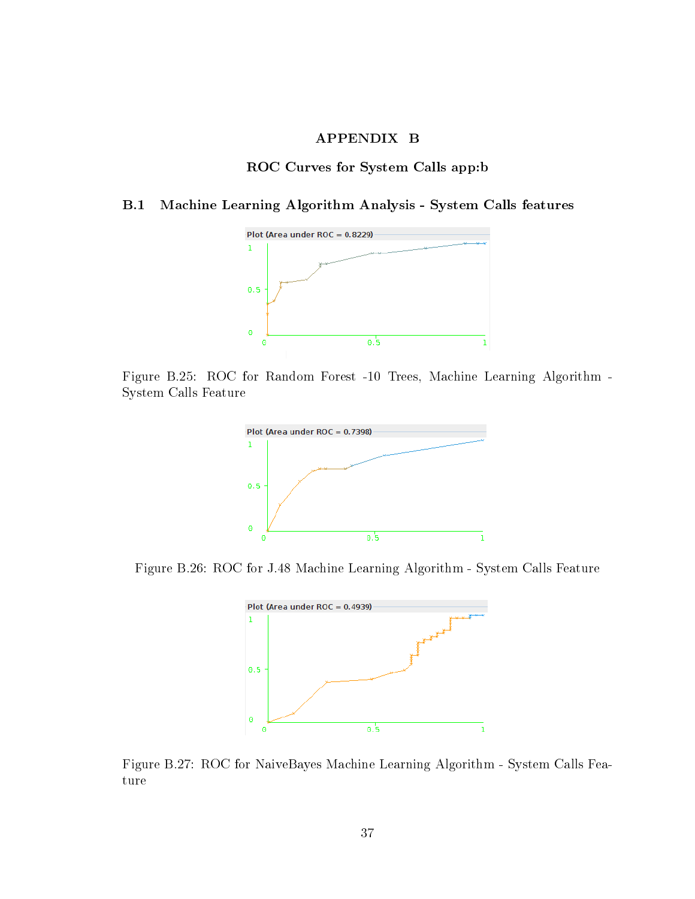# APPENDIX B

## ROC Curves for System Calls app:b

### B.1 Machine Learning Algorithm Analysis - System Calls features

Figure B.25: ROC for Random Forest -10 Trees, Machine Learning Algorithm - System Calls Feature

Figure B.26: ROC for J.48 Machine Learning Algorithm - System Calls Feature

Figure B.27: ROC for NaiveBayes Machine Learning Algorithm - System Calls Feature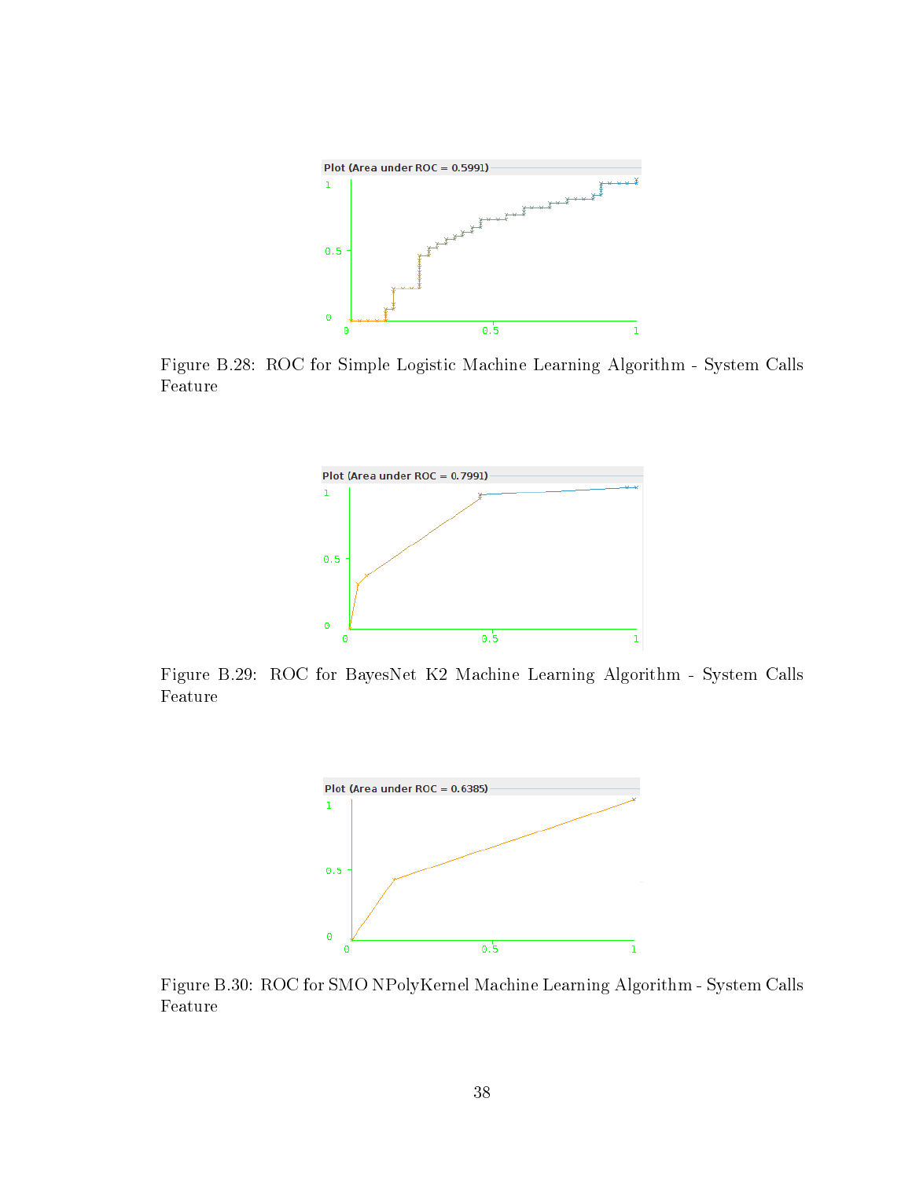Plot (Area under ROC = 0.5991)

Figure B.28: ROC for Simple Logistic Machine Learning Algorithm - System Calls Feature

Plot (Area under ROC = 0.7991)

Figure B.29: ROC for BayesNet K2 Machine Learning Algorithm - System Calls Feature

Plot (Area under ROC = 0.6385)

Figure B.30: ROC for SMO NPolyKernel Machine Learning Algorithm - System Calls Feature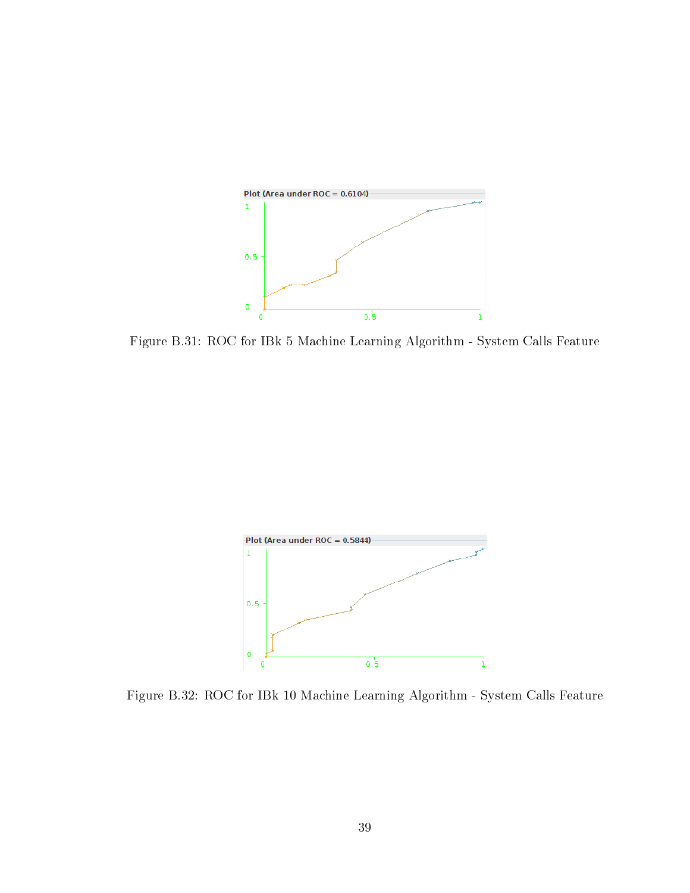Plot (Area under ROC = 0.6104)

1

0.5

0

0

0.5

1

Figure B.31: ROC for IBk 5 Machine Learning Algorithm - System Calls Feature

Plot (Area under ROC = 0.5844)

1

0.5

0

0

0.5

1

Figure B.32: ROC for IBk 10 Machine Learning Algorithm - System Calls Feature